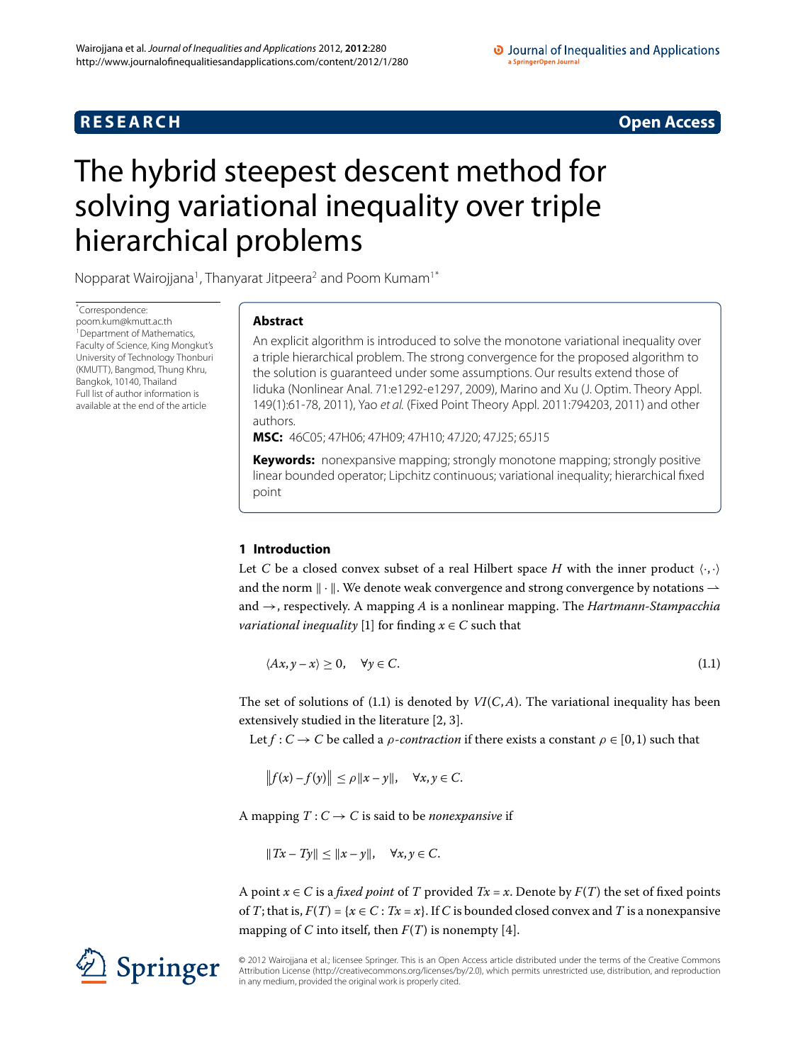**RESEARCH** **Open Access**

# The hybrid steepest descent method for solving variational inequality over triple hierarchical problems

Nopparat Wairojjana[1], Thanyarat Jitpeera[2] and Poom Kumam[1*]

*Correspondence: poom.kum@kmutt.ac.th
[1]Department of Mathematics, Faculty of Science, King Mongkut's University of Technology Thonburi (KMUTT), Bangmod, Thung Khru, Bangkok, 10140, Thailand
Full list of author information is available at the end of the article

## Abstract

An explicit algorithm is introduced to solve the monotone variational inequality over a triple hierarchical problem. The strong convergence for the proposed algorithm to the solution is guaranteed under some assumptions. Our results extend those of Iiduka (Nonlinear Anal. 71:e1292-e1297, 2009), Marino and Xu (J. Optim. Theory Appl. 149(1):61-78, 2011), Yao *et al.* (Fixed Point Theory Appl. 2011:794203, 2011) and other authors.

**MSC:** 46C05; 47H06; 47H09; 47H10; 47J20; 47J25; 65J15

**Keywords:** nonexpansive mapping; strongly monotone mapping; strongly positive linear bounded operator; Lipchitz continuous; variational inequality; hierarchical fixed point

## 1 Introduction

Let $C$ be a closed convex subset of a real Hilbert space $H$ with the inner product $\langle \cdot, \cdot \rangle$ and the norm $\| \cdot \|$. We denote weak convergence and strong convergence by notations $\rightharpoonup$ and $\to$, respectively. A mapping $A$ is a nonlinear mapping. The *Hartmann-Stampacchia variational inequality* [1] for finding $x \in C$ such that

$$\langle Ax, y - x \rangle \geq 0, \quad \forall y \in C. \tag{1.1}$$

The set of solutions of (1.1) is denoted by $VI(C, A)$. The variational inequality has been extensively studied in the literature [2, 3].

Let $f : C \to C$ be called a $\rho$*-contraction* if there exists a constant $\rho \in [0, 1)$ such that

$$\| f(x) - f(y) \| \leq \rho \| x - y \|, \quad \forall x, y \in C.$$

A mapping $T : C \to C$ is said to be *nonexpansive* if

$$\| Tx - Ty \| \leq \| x - y \|, \quad \forall x, y \in C.$$

A point $x \in C$ is a *fixed point* of $T$ provided $Tx = x$. Denote by $F(T)$ the set of fixed points of $T$; that is, $F(T) = \{x \in C : Tx = x\}$. If $C$ is bounded closed convex and $T$ is a nonexpansive mapping of $C$ into itself, then $F(T)$ is nonempty [4].

© 2012 Wairojjana et al.; licensee Springer. This is an Open Access article distributed under the terms of the Creative Commons Attribution License (http://creativecommons.org/licenses/by/2.0), which permits unrestricted use, distribution, and reproduction in any medium, provided the original work is properly cited.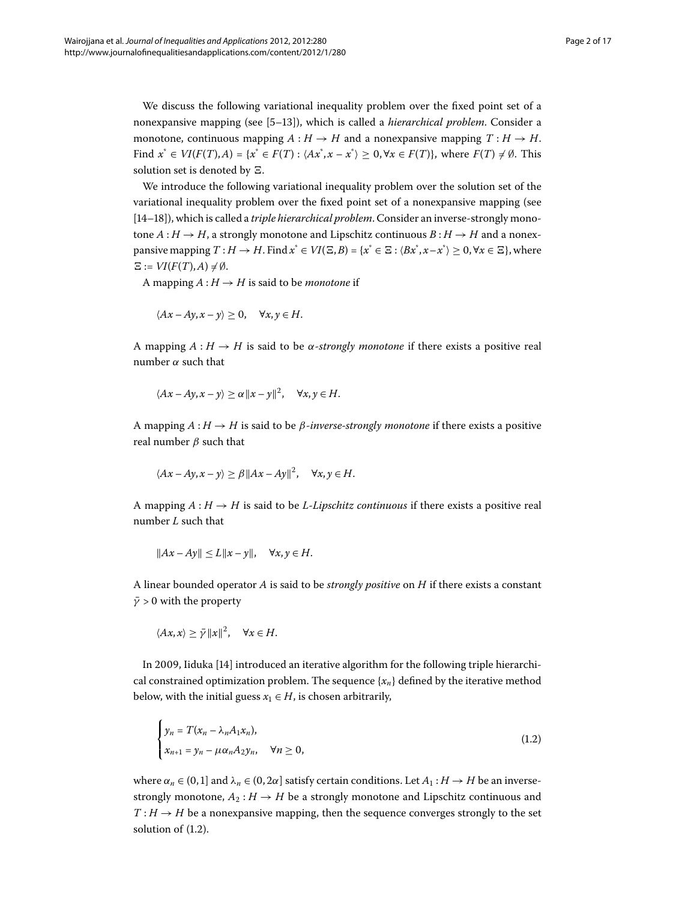We discuss the following variational inequality problem over the fixed point set of a nonexpansive mapping (see [5–13]), which is called a *hierarchical problem*. Consider a monotone, continuous mapping $A : H \to H$ and a nonexpansive mapping $T : H \to H$. Find $x^* \in VI(F(T), A) = \{x^* \in F(T) : \langle Ax^*, x - x^* \rangle \geq 0, \forall x \in F(T)\}$, where $F(T) \neq \emptyset$. This solution set is denoted by $\Xi$.

We introduce the following variational inequality problem over the solution set of the variational inequality problem over the fixed point set of a nonexpansive mapping (see [14–18]), which is called a *triple hierarchical problem*. Consider an inverse-strongly monotone $A : H \to H$, a strongly monotone and Lipschitz continuous $B : H \to H$ and a nonexpansive mapping $T : H \to H$. Find $x^* \in VI(\Xi, B) = \{x^* \in \Xi : \langle Bx^*, x - x^* \rangle \geq 0, \forall x \in \Xi\}$, where $\Xi := VI(F(T), A) \neq \emptyset$.

A mapping $A : H \to H$ is said to be *monotone* if

$$\langle Ax - Ay, x - y \rangle \geq 0, \quad \forall x, y \in H.$$

A mapping $A : H \to H$ is said to be $\alpha$-*strongly monotone* if there exists a positive real number $\alpha$ such that

$$\langle Ax - Ay, x - y \rangle \geq \alpha \|x - y\|^2, \quad \forall x, y \in H.$$

A mapping $A : H \to H$ is said to be $\beta$-*inverse-strongly monotone* if there exists a positive real number $\beta$ such that

$$\langle Ax - Ay, x - y \rangle \geq \beta \|Ax - Ay\|^2, \quad \forall x, y \in H.$$

A mapping $A : H \to H$ is said to be *L-Lipschitz continuous* if there exists a positive real number $L$ such that

$$\|Ax - Ay\| \leq L\|x - y\|, \quad \forall x, y \in H.$$

A linear bounded operator $A$ is said to be *strongly positive* on $H$ if there exists a constant $\bar{\gamma} > 0$ with the property

$$\langle Ax, x \rangle \geq \bar{\gamma} \|x\|^2, \quad \forall x \in H.$$

In 2009, Iiduka [14] introduced an iterative algorithm for the following triple hierarchical constrained optimization problem. The sequence $\{x_n\}$ defined by the iterative method below, with the initial guess $x_1 \in H$, is chosen arbitrarily,

$$\begin{cases} y_n = T(x_n - \lambda_n A_1 x_n), \\ x_{n+1} = y_n - \mu \alpha_n A_2 y_n, \quad \forall n \geq 0, \end{cases} \tag{1.2}$$

where $\alpha_n \in (0, 1]$ and $\lambda_n \in (0, 2\alpha]$ satisfy certain conditions. Let $A_1 : H \to H$ be an inverse-strongly monotone, $A_2 : H \to H$ be a strongly monotone and Lipschitz continuous and $T : H \to H$ be a nonexpansive mapping, then the sequence converges strongly to the set solution of (1.2).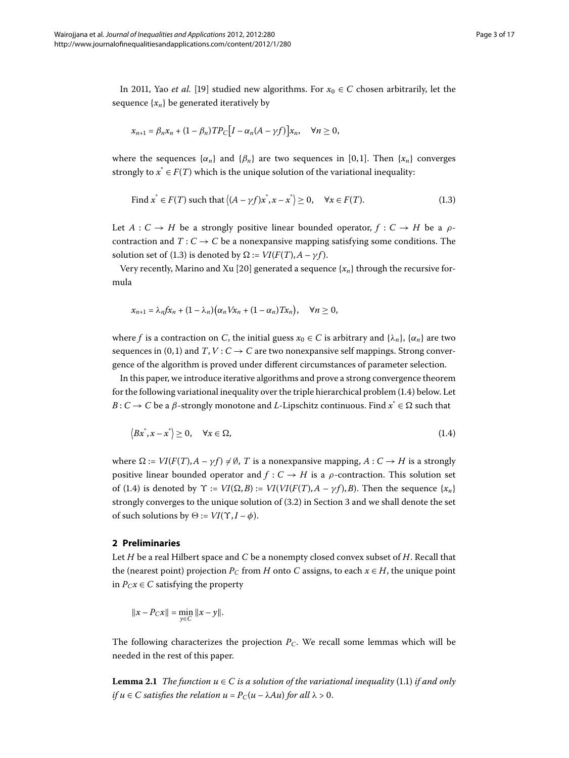In 2011, Yao *et al.* [19] studied new algorithms. For $x_0 \in C$ chosen arbitrarily, let the sequence $\{x_n\}$ be generated iteratively by

$$x_{n+1} = \beta_n x_n + (1-\beta_n) TP_C\big[I - \alpha_n(A - \gamma f)\big]x_n, \quad \forall n \geq 0,$$

where the sequences $\{\alpha_n\}$ and $\{\beta_n\}$ are two sequences in $[0,1]$. Then $\{x_n\}$ converges strongly to $x^* \in F(T)$ which is the unique solution of the variational inequality:

$$\text{Find } x^* \in F(T) \text{ such that } \langle (A - \gamma f)x^*, x - x^* \rangle \geq 0, \quad \forall x \in F(T). \tag{1.3}$$

Let $A : C \to H$ be a strongly positive linear bounded operator, $f : C \to H$ be a $\rho$-contraction and $T : C \to C$ be a nonexpansive mapping satisfying some conditions. The solution set of (1.3) is denoted by $\Omega := VI(F(T), A - \gamma f)$.

Very recently, Marino and Xu [20] generated a sequence $\{x_n\}$ through the recursive formula

$$x_{n+1} = \lambda_n f x_n + (1-\lambda_n)\big(\alpha_n V x_n + (1-\alpha_n)Tx_n\big), \quad \forall n \geq 0,$$

where $f$ is a contraction on $C$, the initial guess $x_0 \in C$ is arbitrary and $\{\lambda_n\}$, $\{\alpha_n\}$ are two sequences in $(0,1)$ and $T, V : C \to C$ are two nonexpansive self mappings. Strong convergence of the algorithm is proved under different circumstances of parameter selection.

In this paper, we introduce iterative algorithms and prove a strong convergence theorem for the following variational inequality over the triple hierarchical problem (1.4) below. Let $B : C \to C$ be a $\beta$-strongly monotone and $L$-Lipschitz continuous. Find $x^* \in \Omega$ such that

$$\langle Bx^*, x - x^* \rangle \geq 0, \quad \forall x \in \Omega, \tag{1.4}$$

where $\Omega := VI(F(T), A - \gamma f) \neq \emptyset$, $T$ is a nonexpansive mapping, $A : C \to H$ is a strongly positive linear bounded operator and $f : C \to H$ is a $\rho$-contraction. This solution set of (1.4) is denoted by $\Upsilon := VI(\Omega, B) := VI(VI(F(T), A - \gamma f), B)$. Then the sequence $\{x_n\}$ strongly converges to the unique solution of (3.2) in Section 3 and we shall denote the set of such solutions by $\Theta := VI(\Upsilon, I - \phi)$.

## 2 Preliminaries

Let $H$ be a real Hilbert space and $C$ be a nonempty closed convex subset of $H$. Recall that the (nearest point) projection $P_C$ from $H$ onto $C$ assigns, to each $x \in H$, the unique point in $P_C x \in C$ satisfying the property

$$\|x - P_C x\| = \min_{y \in C} \|x - y\|.$$

The following characterizes the projection $P_C$. We recall some lemmas which will be needed in the rest of this paper.

**Lemma 2.1** *The function $u \in C$ is a solution of the variational inequality* (1.1) *if and only if $u \in C$ satisfies the relation $u = P_C(u - \lambda Au)$ for all $\lambda > 0$.*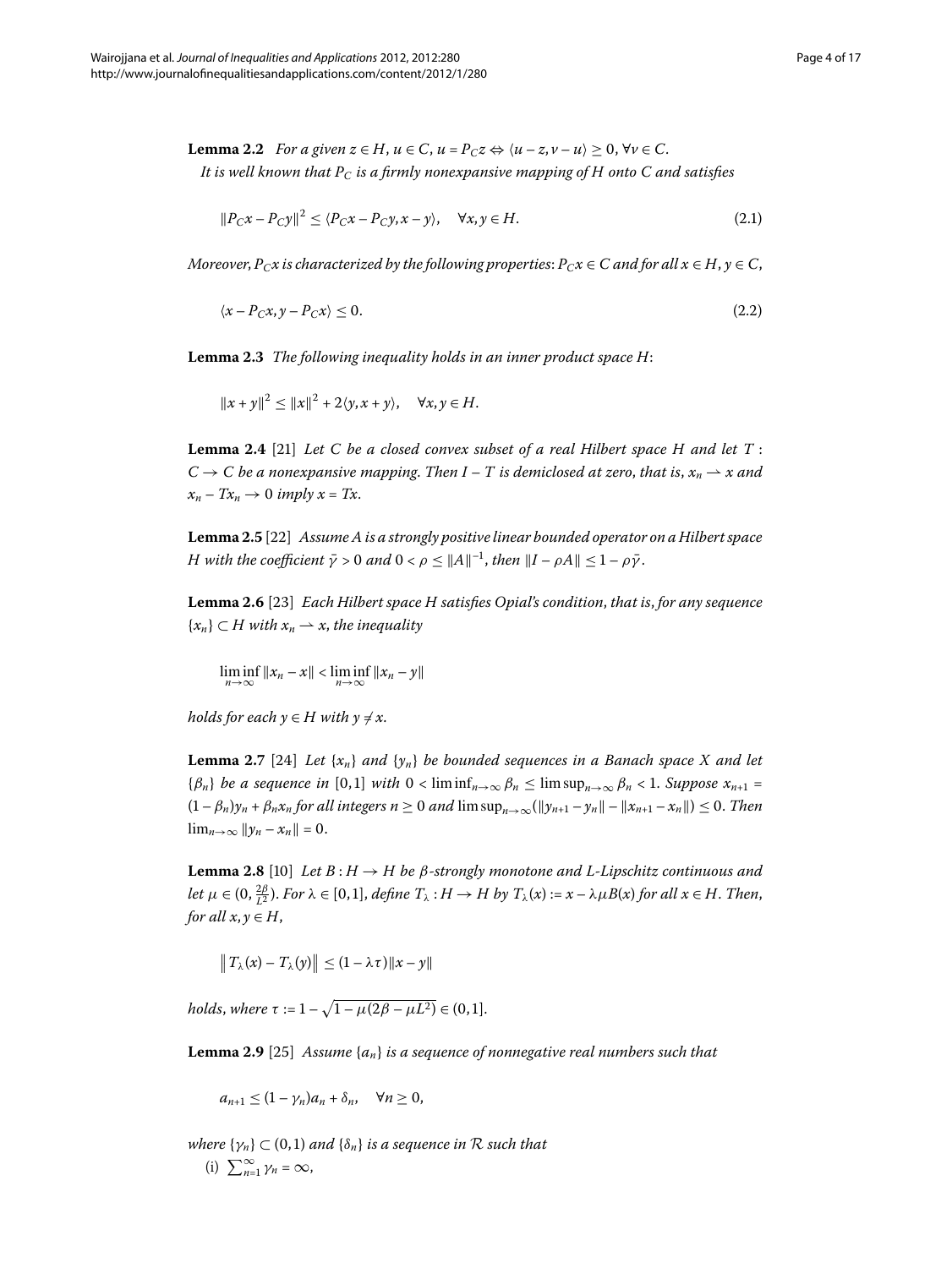**Lemma 2.2** *For a given $z \in H$, $u \in C$, $u = P_C z \Leftrightarrow \langle u - z, v - u\rangle \geq 0$, $\forall v \in C$.*

*It is well known that $P_C$ is a firmly nonexpansive mapping of $H$ onto $C$ and satisfies*

$$\|P_C x - P_C y\|^2 \leq \langle P_C x - P_C y, x - y\rangle, \quad \forall x, y \in H. \tag{2.1}$$

*Moreover, $P_C x$ is characterized by the following properties: $P_C x \in C$ and for all $x \in H$, $y \in C$,*

$$\langle x - P_C x, y - P_C x\rangle \leq 0. \tag{2.2}$$

**Lemma 2.3** *The following inequality holds in an inner product space $H$:*

$$\|x + y\|^2 \leq \|x\|^2 + 2\langle y, x + y\rangle, \quad \forall x, y \in H.$$

**Lemma 2.4** [21] *Let $C$ be a closed convex subset of a real Hilbert space $H$ and let $T : C \to C$ be a nonexpansive mapping. Then $I - T$ is demiclosed at zero, that is, $x_n \rightharpoonup x$ and $x_n - Tx_n \to 0$ imply $x = Tx$.*

**Lemma 2.5** [22] *Assume $A$ is a strongly positive linear bounded operator on a Hilbert space $H$ with the coefficient $\bar{\gamma} > 0$ and $0 < \rho \leq \|A\|^{-1}$, then $\|I - \rho A\| \leq 1 - \rho\bar{\gamma}$.*

**Lemma 2.6** [23] *Each Hilbert space $H$ satisfies Opial's condition, that is, for any sequence $\{x_n\} \subset H$ with $x_n \rightharpoonup x$, the inequality*

$$\liminf_{n\to\infty} \|x_n - x\| < \liminf_{n\to\infty} \|x_n - y\|$$

*holds for each $y \in H$ with $y \neq x$.*

**Lemma 2.7** [24] *Let $\{x_n\}$ and $\{y_n\}$ be bounded sequences in a Banach space $X$ and let $\{\beta_n\}$ be a sequence in $[0,1]$ with $0 < \liminf_{n\to\infty} \beta_n \leq \limsup_{n\to\infty} \beta_n < 1$. Suppose $x_{n+1} = (1 - \beta_n)y_n + \beta_n x_n$ for all integers $n \geq 0$ and $\limsup_{n\to\infty}(\|y_{n+1} - y_n\| - \|x_{n+1} - x_n\|) \leq 0$. Then $\lim_{n\to\infty} \|y_n - x_n\| = 0$.*

**Lemma 2.8** [10] *Let $B : H \to H$ be $\beta$-strongly monotone and $L$-Lipschitz continuous and let $\mu \in (0, \frac{2\beta}{L^2})$. For $\lambda \in [0,1]$, define $T_\lambda : H \to H$ by $T_\lambda(x) := x - \lambda\mu B(x)$ for all $x \in H$. Then, for all $x, y \in H$,*

$$\left\| T_\lambda(x) - T_\lambda(y)\right\| \leq (1 - \lambda\tau)\|x - y\|$$

*holds, where $\tau := 1 - \sqrt{1 - \mu(2\beta - \mu L^2)} \in (0,1]$.*

**Lemma 2.9** [25] *Assume $\{a_n\}$ is a sequence of nonnegative real numbers such that*

$$a_{n+1} \leq (1 - \gamma_n)a_n + \delta_n, \quad \forall n \geq 0,$$

*where $\{\gamma_n\} \subset (0,1)$ and $\{\delta_n\}$ is a sequence in $\mathcal{R}$ such that*

(i) $\sum_{n=1}^{\infty} \gamma_n = \infty$,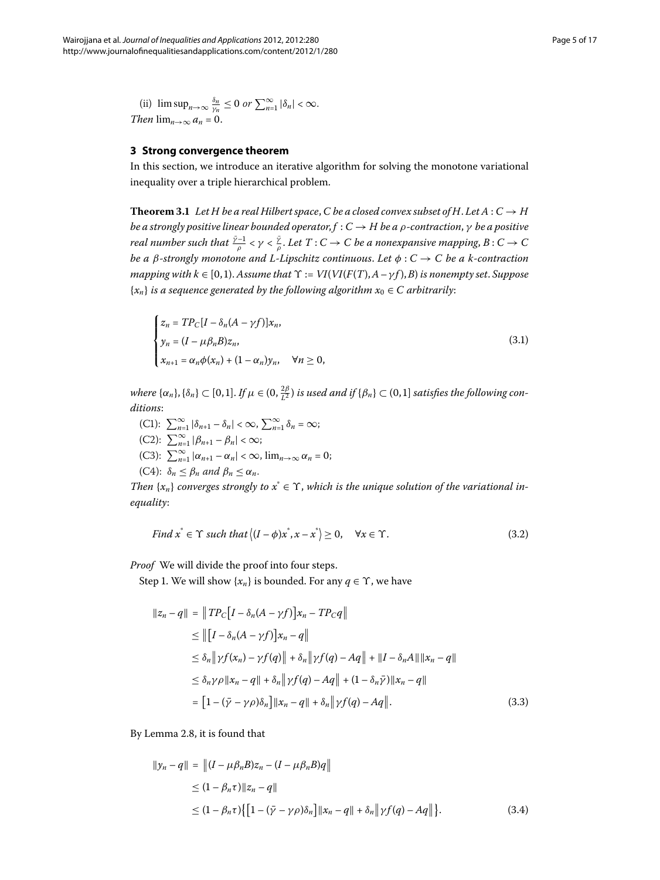(ii) $\limsup_{n\to\infty} \frac{\delta_n}{\gamma_n} \le 0$ *or* $\sum_{n=1}^{\infty} |\delta_n| < \infty$.

*Then* $\lim_{n\to\infty} a_n = 0$.

## 3 Strong convergence theorem

In this section, we introduce an iterative algorithm for solving the monotone variational inequality over a triple hierarchical problem.

**Theorem 3.1** *Let $H$ be a real Hilbert space, $C$ be a closed convex subset of $H$. Let $A : C \to H$ be a strongly positive linear bounded operator, $f : C \to H$ be a $\rho$-contraction, $\gamma$ be a positive real number such that $\frac{\bar{\gamma}-1}{\rho} < \gamma < \frac{\bar{\gamma}}{\rho}$. Let $T : C \to C$ be a nonexpansive mapping, $B : C \to C$ be a $\beta$-strongly monotone and $L$-Lipschitz continuous. Let $\phi : C \to C$ be a $k$-contraction mapping with $k \in [0,1)$. Assume that $\Upsilon := VI(VI(F(T), A - \gamma f), B)$ is nonempty set. Suppose $\{x_n\}$ is a sequence generated by the following algorithm $x_0 \in C$ arbitrarily*:

$$
\begin{cases}
z_n = TP_C[I - \delta_n(A - \gamma f)]x_n, \\
y_n = (I - \mu\beta_n B)z_n, \\
x_{n+1} = \alpha_n\phi(x_n) + (1-\alpha_n)y_n, \quad \forall n \ge 0,
\end{cases}
\tag{3.1}
$$

*where $\{\alpha_n\}, \{\delta_n\} \subset [0,1]$. If $\mu \in (0, \frac{2\beta}{L^2})$ is used and if $\{\beta_n\} \subset (0,1]$ satisfies the following conditions*:

(C1): $\sum_{n=1}^{\infty} |\delta_{n+1} - \delta_n| < \infty$, $\sum_{n=1}^{\infty} \delta_n = \infty$;

(C2): $\sum_{n=1}^{\infty} |\beta_{n+1} - \beta_n| < \infty$;

(C3): $\sum_{n=1}^{\infty} |\alpha_{n+1} - \alpha_n| < \infty$, $\lim_{n\to\infty} \alpha_n = 0$;

(C4): $\delta_n \le \beta_n$ *and* $\beta_n \le \alpha_n$.

*Then $\{x_n\}$ converges strongly to $x^* \in \Upsilon$, which is the unique solution of the variational inequality*:

$$
\text{Find } x^* \in \Upsilon \text{ such that } \langle (I-\phi)x^*, x - x^* \rangle \ge 0, \quad \forall x \in \Upsilon.
\tag{3.2}
$$

*Proof* We will divide the proof into four steps.

Step 1. We will show $\{x_n\}$ is bounded. For any $q \in \Upsilon$, we have

$$
\begin{aligned}
\|z_n - q\| &= \| TP_C[I - \delta_n(A - \gamma f)]x_n - TP_C q \| \\
&\le \| [I - \delta_n(A - \gamma f)]x_n - q \| \\
&\le \delta_n \| \gamma f(x_n) - \gamma f(q) \| + \delta_n \| \gamma f(q) - Aq \| + \|I - \delta_n A\| \|x_n - q\| \\
&\le \delta_n \gamma\rho \|x_n - q\| + \delta_n \| \gamma f(q) - Aq \| + (1 - \delta_n\bar{\gamma})\|x_n - q\| \\
&= [1 - (\bar{\gamma} - \gamma\rho)\delta_n]\|x_n - q\| + \delta_n \| \gamma f(q) - Aq \|.
\end{aligned}
\tag{3.3}
$$

By Lemma 2.8, it is found that

$$
\begin{aligned}
\|y_n - q\| &= \| (I - \mu\beta_n B)z_n - (I - \mu\beta_n B)q \| \\
&\le (1 - \beta_n\tau)\|z_n - q\| \\
&\le (1 - \beta_n\tau)\{ [1 - (\bar{\gamma} - \gamma\rho)\delta_n]\|x_n - q\| + \delta_n \| \gamma f(q) - Aq \| \}.
\end{aligned}
\tag{3.4}
$$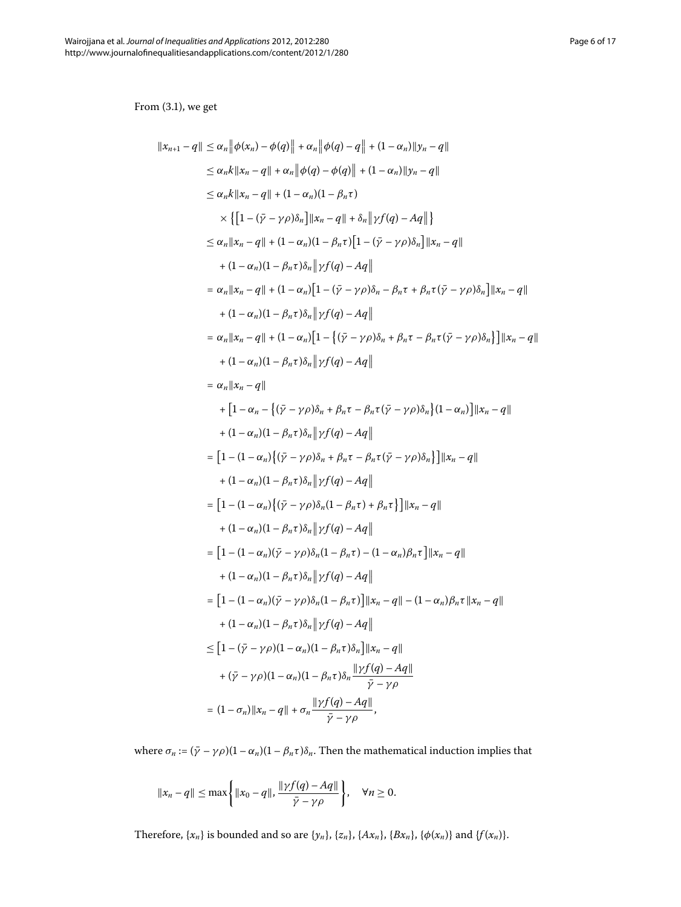From (3.1), we get

$$
\begin{aligned}
\|x_{n+1}-q\| &\le \alpha_n \big\|\phi(x_n)-\phi(q)\big\| + \alpha_n\big\|\phi(q)-q\big\| + (1-\alpha_n)\|y_n-q\| \\
&\le \alpha_n k\|x_n-q\| + \alpha_n\big\|\phi(q)-\phi(q)\big\| + (1-\alpha_n)\|y_n-q\| \\
&\le \alpha_n k\|x_n-q\| + (1-\alpha_n)(1-\beta_n\tau) \\
&\quad \times \big\{\big[1-(\bar{\gamma}-\gamma\rho)\delta_n\big]\|x_n-q\| + \delta_n\big\|\gamma f(q)-Aq\big\|\big\} \\
&\le \alpha_n\|x_n-q\| + (1-\alpha_n)(1-\beta_n\tau)\big[1-(\bar{\gamma}-\gamma\rho)\delta_n\big]\|x_n-q\| \\
&\quad + (1-\alpha_n)(1-\beta_n\tau)\delta_n\big\|\gamma f(q)-Aq\big\| \\
&= \alpha_n\|x_n-q\| + (1-\alpha_n)\big[1-(\bar{\gamma}-\gamma\rho)\delta_n - \beta_n\tau + \beta_n\tau(\bar{\gamma}-\gamma\rho)\delta_n\big]\|x_n-q\| \\
&\quad + (1-\alpha_n)(1-\beta_n\tau)\delta_n\big\|\gamma f(q)-Aq\big\| \\
&= \alpha_n\|x_n-q\| + (1-\alpha_n)\big[1-\big\{(\bar{\gamma}-\gamma\rho)\delta_n + \beta_n\tau - \beta_n\tau(\bar{\gamma}-\gamma\rho)\delta_n\big\}\big]\|x_n-q\| \\
&\quad + (1-\alpha_n)(1-\beta_n\tau)\delta_n\big\|\gamma f(q)-Aq\big\| \\
&= \alpha_n\|x_n-q\| \\
&\quad + \big[1-\alpha_n - \big\{(\bar{\gamma}-\gamma\rho)\delta_n + \beta_n\tau - \beta_n\tau(\bar{\gamma}-\gamma\rho)\delta_n\big\}(1-\alpha_n)\big]\|x_n-q\| \\
&\quad + (1-\alpha_n)(1-\beta_n\tau)\delta_n\big\|\gamma f(q)-Aq\big\| \\
&= \big[1-(1-\alpha_n)\big\{(\bar{\gamma}-\gamma\rho)\delta_n + \beta_n\tau - \beta_n\tau(\bar{\gamma}-\gamma\rho)\delta_n\big\}\big]\|x_n-q\| \\
&\quad + (1-\alpha_n)(1-\beta_n\tau)\delta_n\big\|\gamma f(q)-Aq\big\| \\
&= \big[1-(1-\alpha_n)\big\{(\bar{\gamma}-\gamma\rho)\delta_n(1-\beta_n\tau) + \beta_n\tau\big\}\big]\|x_n-q\| \\
&\quad + (1-\alpha_n)(1-\beta_n\tau)\delta_n\big\|\gamma f(q)-Aq\big\| \\
&= \big[1-(1-\alpha_n)(\bar{\gamma}-\gamma\rho)\delta_n(1-\beta_n\tau) - (1-\alpha_n)\beta_n\tau\big]\|x_n-q\| \\
&\quad + (1-\alpha_n)(1-\beta_n\tau)\delta_n\big\|\gamma f(q)-Aq\big\| \\
&= \big[1-(1-\alpha_n)(\bar{\gamma}-\gamma\rho)\delta_n(1-\beta_n\tau)\big]\|x_n-q\| - (1-\alpha_n)\beta_n\tau\|x_n-q\| \\
&\quad + (1-\alpha_n)(1-\beta_n\tau)\delta_n\big\|\gamma f(q)-Aq\big\| \\
&\le \big[1-(\bar{\gamma}-\gamma\rho)(1-\alpha_n)(1-\beta_n\tau)\delta_n\big]\|x_n-q\| \\
&\quad + (\bar{\gamma}-\gamma\rho)(1-\alpha_n)(1-\beta_n\tau)\delta_n\frac{\|\gamma f(q)-Aq\|}{\bar{\gamma}-\gamma\rho} \\
&= (1-\sigma_n)\|x_n-q\| + \sigma_n\frac{\|\gamma f(q)-Aq\|}{\bar{\gamma}-\gamma\rho},
\end{aligned}
$$

where $\sigma_n := (\bar{\gamma}-\gamma\rho)(1-\alpha_n)(1-\beta_n\tau)\delta_n$. Then the mathematical induction implies that

$$
\|x_n-q\| \le \max\left\{\|x_0-q\|, \frac{\|\gamma f(q)-Aq\|}{\bar{\gamma}-\gamma\rho}\right\}, \quad \forall n \ge 0.
$$

Therefore, $\{x_n\}$ is bounded and so are $\{y_n\}$, $\{z_n\}$, $\{Ax_n\}$, $\{Bx_n\}$, $\{\phi(x_n)\}$ and $\{f(x_n)\}$.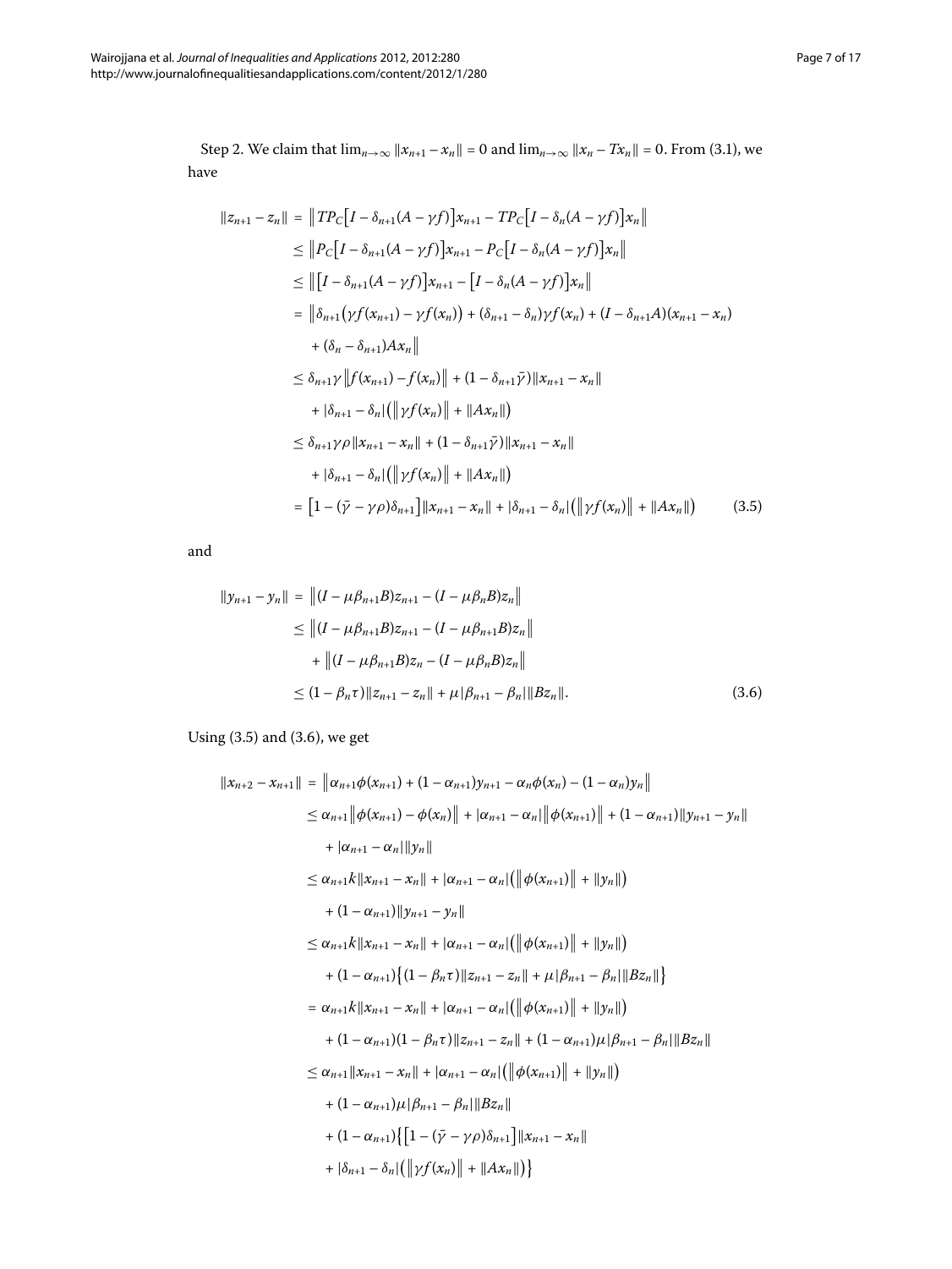Step 2. We claim that $\lim_{n\to\infty} \|x_{n+1} - x_n\| = 0$ and $\lim_{n\to\infty} \|x_n - Tx_n\| = 0$. From (3.1), we have

$$
\begin{aligned}
\|z_{n+1} - z_n\| &= \big\| TP_C\big[I - \delta_{n+1}(A-\gamma f)\big]x_{n+1} - TP_C\big[I - \delta_n(A-\gamma f)\big]x_n \big\| \\
&\le \big\| P_C\big[I - \delta_{n+1}(A-\gamma f)\big]x_{n+1} - P_C\big[I - \delta_n(A-\gamma f)\big]x_n \big\| \\
&\le \big\| \big[I - \delta_{n+1}(A-\gamma f)\big]x_{n+1} - \big[I - \delta_n(A-\gamma f)\big]x_n \big\| \\
&= \big\| \delta_{n+1}\big(\gamma f(x_{n+1}) - \gamma f(x_n)\big) + (\delta_{n+1} - \delta_n)\gamma f(x_n) + (I - \delta_{n+1}A)(x_{n+1} - x_n) \\
&\quad + (\delta_n - \delta_{n+1})Ax_n \big\| \\
&\le \delta_{n+1}\gamma \big\| f(x_{n+1}) - f(x_n) \big\| + (1 - \delta_{n+1}\bar{\gamma})\|x_{n+1} - x_n\| \\
&\quad + |\delta_{n+1} - \delta_n| \big( \big\|\gamma f(x_n)\big\| + \|Ax_n\| \big) \\
&\le \delta_{n+1}\gamma\rho \|x_{n+1} - x_n\| + (1 - \delta_{n+1}\bar{\gamma})\|x_{n+1} - x_n\| \\
&\quad + |\delta_{n+1} - \delta_n| \big( \big\|\gamma f(x_n)\big\| + \|Ax_n\| \big) \\
&= \big[1 - (\bar{\gamma} - \gamma\rho)\delta_{n+1}\big]\|x_{n+1} - x_n\| + |\delta_{n+1} - \delta_n| \big( \big\|\gamma f(x_n)\big\| + \|Ax_n\| \big)
\end{aligned}
\tag{3.5}
$$

and

$$
\begin{aligned}
\|y_{n+1} - y_n\| &= \big\| (I - \mu\beta_{n+1}B)z_{n+1} - (I - \mu\beta_n B)z_n \big\| \\
&\le \big\| (I - \mu\beta_{n+1}B)z_{n+1} - (I - \mu\beta_{n+1}B)z_n \big\| \\
&\quad + \big\| (I - \mu\beta_{n+1}B)z_n - (I - \mu\beta_n B)z_n \big\| \\
&\le (1 - \beta_n\tau)\|z_{n+1} - z_n\| + \mu|\beta_{n+1} - \beta_n|\|Bz_n\|.
\end{aligned}
\tag{3.6}
$$

Using (3.5) and (3.6), we get

$$
\begin{aligned}
\|x_{n+2} - x_{n+1}\| &= \big\| \alpha_{n+1}\phi(x_{n+1}) + (1-\alpha_{n+1})y_{n+1} - \alpha_n\phi(x_n) - (1-\alpha_n)y_n \big\| \\
&\le \alpha_{n+1}\big\|\phi(x_{n+1}) - \phi(x_n)\big\| + |\alpha_{n+1} - \alpha_n|\big\|\phi(x_{n+1})\big\| + (1-\alpha_{n+1})\|y_{n+1} - y_n\| \\
&\quad + |\alpha_{n+1} - \alpha_n|\|y_n\| \\
&\le \alpha_{n+1}k\|x_{n+1} - x_n\| + |\alpha_{n+1} - \alpha_n|\big(\big\|\phi(x_{n+1})\big\| + \|y_n\|\big) \\
&\quad + (1-\alpha_{n+1})\|y_{n+1} - y_n\| \\
&\le \alpha_{n+1}k\|x_{n+1} - x_n\| + |\alpha_{n+1} - \alpha_n|\big(\big\|\phi(x_{n+1})\big\| + \|y_n\|\big) \\
&\quad + (1-\alpha_{n+1})\big\{(1-\beta_n\tau)\|z_{n+1} - z_n\| + \mu|\beta_{n+1} - \beta_n|\|Bz_n\|\big\} \\
&= \alpha_{n+1}k\|x_{n+1} - x_n\| + |\alpha_{n+1} - \alpha_n|\big(\big\|\phi(x_{n+1})\big\| + \|y_n\|\big) \\
&\quad + (1-\alpha_{n+1})(1-\beta_n\tau)\|z_{n+1} - z_n\| + (1-\alpha_{n+1})\mu|\beta_{n+1} - \beta_n|\|Bz_n\| \\
&\le \alpha_{n+1}\|x_{n+1} - x_n\| + |\alpha_{n+1} - \alpha_n|\big(\big\|\phi(x_{n+1})\big\| + \|y_n\|\big) \\
&\quad + (1-\alpha_{n+1})\mu|\beta_{n+1} - \beta_n|\|Bz_n\| \\
&\quad + (1-\alpha_{n+1})\big\{\big[1 - (\bar{\gamma} - \gamma\rho)\delta_{n+1}\big]\|x_{n+1} - x_n\| \\
&\quad + |\delta_{n+1} - \delta_n|\big(\big\|\gamma f(x_n)\big\| + \|Ax_n\|\big)\big\}
\end{aligned}
$$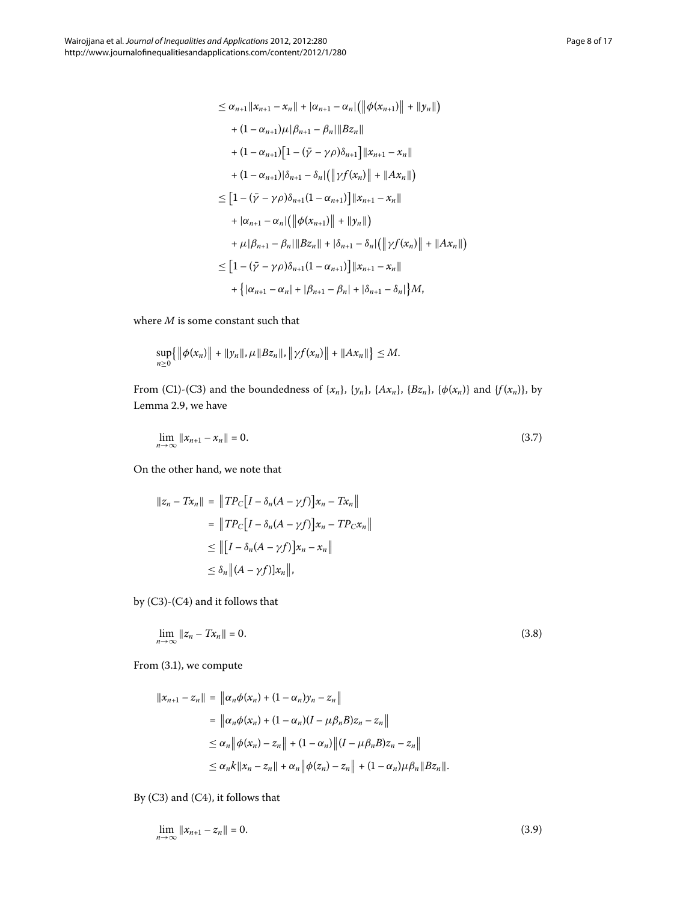$$
\begin{aligned}
&\leq \alpha_{n+1}\|x_{n+1}-x_n\| + |\alpha_{n+1}-\alpha_n|\big(\|\phi(x_{n+1})\| + \|y_n\|\big)\\
&\quad + (1-\alpha_{n+1})\mu|\beta_{n+1}-\beta_n|\|Bz_n\|\\
&\quad + (1-\alpha_{n+1})\big[1-(\bar{\gamma}-\gamma\rho)\delta_{n+1}\big]\|x_{n+1}-x_n\|\\
&\quad + (1-\alpha_{n+1})|\delta_{n+1}-\delta_n|\big(\|\gamma f(x_n)\| + \|Ax_n\|\big)\\
&\leq \big[1-(\bar{\gamma}-\gamma\rho)\delta_{n+1}(1-\alpha_{n+1})\big]\|x_{n+1}-x_n\|\\
&\quad + |\alpha_{n+1}-\alpha_n|\big(\|\phi(x_{n+1})\| + \|y_n\|\big)\\
&\quad + \mu|\beta_{n+1}-\beta_n|\|Bz_n\| + |\delta_{n+1}-\delta_n|\big(\|\gamma f(x_n)\| + \|Ax_n\|\big)\\
&\leq \big[1-(\bar{\gamma}-\gamma\rho)\delta_{n+1}(1-\alpha_{n+1})\big]\|x_{n+1}-x_n\|\\
&\quad + \big\{|\alpha_{n+1}-\alpha_n| + |\beta_{n+1}-\beta_n| + |\delta_{n+1}-\delta_n|\big\}M,
\end{aligned}
$$

where $M$ is some constant such that

$$
\sup_{n\geq 0}\big\{\|\phi(x_n)\| + \|y_n\|, \mu\|Bz_n\|, \|\gamma f(x_n)\| + \|Ax_n\|\big\} \leq M.
$$

From (C1)-(C3) and the boundedness of $\{x_n\}$, $\{y_n\}$, $\{Ax_n\}$, $\{Bz_n\}$, $\{\phi(x_n)\}$ and $\{f(x_n)\}$, by Lemma 2.9, we have

$$
\lim_{n\to\infty}\|x_{n+1}-x_n\| = 0. \tag{3.7}
$$

On the other hand, we note that

$$
\begin{aligned}
\|z_n - Tx_n\| &= \big\|TP_C\big[I-\delta_n(A-\gamma f)\big]x_n - Tx_n\big\|\\
&= \big\|TP_C\big[I-\delta_n(A-\gamma f)\big]x_n - TP_Cx_n\big\|\\
&\leq \big\|\big[I-\delta_n(A-\gamma f)\big]x_n - x_n\big\|\\
&\leq \delta_n\big\|(A-\gamma f)]x_n\big\|,
\end{aligned}
$$

by (C3)-(C4) and it follows that

$$
\lim_{n\to\infty}\|z_n - Tx_n\| = 0. \tag{3.8}
$$

From (3.1), we compute

$$
\begin{aligned}
\|x_{n+1}-z_n\| &= \big\|\alpha_n\phi(x_n) + (1-\alpha_n)y_n - z_n\big\|\\
&= \big\|\alpha_n\phi(x_n) + (1-\alpha_n)(I-\mu\beta_nB)z_n - z_n\big\|\\
&\leq \alpha_n\big\|\phi(x_n)-z_n\big\| + (1-\alpha_n)\big\|(I-\mu\beta_nB)z_n - z_n\big\|\\
&\leq \alpha_nk\|x_n - z_n\| + \alpha_n\big\|\phi(z_n)-z_n\big\| + (1-\alpha_n)\mu\beta_n\|Bz_n\|.
\end{aligned}
$$

By (C3) and (C4), it follows that

$$
\lim_{n\to\infty}\|x_{n+1}-z_n\| = 0. \tag{3.9}
$$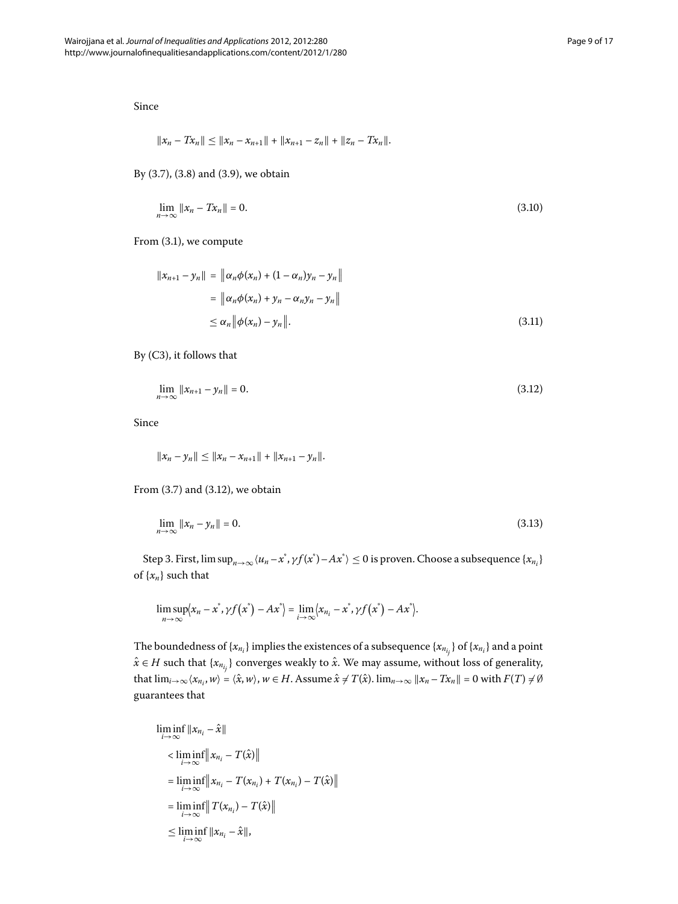Since

$$\|x_n - Tx_n\| \le \|x_n - x_{n+1}\| + \|x_{n+1} - z_n\| + \|z_n - Tx_n\|.$$

By (3.7), (3.8) and (3.9), we obtain

$$\lim_{n\to\infty} \|x_n - Tx_n\| = 0. \tag{3.10}$$

From (3.1), we compute

$$\begin{aligned}
\|x_{n+1} - y_n\| &= \left\|\alpha_n \phi(x_n) + (1-\alpha_n)y_n - y_n\right\| \\
&= \left\|\alpha_n \phi(x_n) + y_n - \alpha_n y_n - y_n\right\| \\
&\le \alpha_n \left\|\phi(x_n) - y_n\right\|.
\end{aligned} \tag{3.11}$$

By (C3), it follows that

$$\lim_{n\to\infty} \|x_{n+1} - y_n\| = 0. \tag{3.12}$$

Since

$$\|x_n - y_n\| \le \|x_n - x_{n+1}\| + \|x_{n+1} - y_n\|.$$

From (3.7) and (3.12), we obtain

$$\lim_{n\to\infty} \|x_n - y_n\| = 0. \tag{3.13}$$

Step 3. First, $\limsup_{n\to\infty}\langle u_n - x^*, \gamma f(x^*) - Ax^*\rangle \le 0$ is proven. Choose a subsequence $\{x_{n_i}\}$ of $\{x_n\}$ such that

$$\limsup_{n\to\infty}\left\langle x_n - x^*, \gamma f\left(x^*\right) - Ax^*\right\rangle = \lim_{i\to\infty}\left\langle x_{n_i} - x^*, \gamma f\left(x^*\right) - Ax^*\right\rangle.$$

The boundedness of $\{x_{n_i}\}$ implies the existences of a subsequence $\{x_{n_{i_j}}\}$ of $\{x_{n_i}\}$ and a point $\hat{x} \in H$ such that $\{x_{n_{i_j}}\}$ converges weakly to $\hat{x}$. We may assume, without loss of generality, that $\lim_{i\to\infty}\langle x_{n_i}, w\rangle = \langle \hat{x}, w\rangle$, $w \in H$. Assume $\hat{x} \neq T(\hat{x})$. $\lim_{n\to\infty}\|x_n - Tx_n\| = 0$ with $F(T) \neq \emptyset$ guarantees that

$$\begin{aligned}
&\liminf_{i\to\infty} \|x_{n_i} - \hat{x}\| \\
&\quad < \liminf_{i\to\infty} \left\|x_{n_i} - T(\hat{x})\right\| \\
&\quad = \liminf_{i\to\infty} \left\|x_{n_i} - T(x_{n_i}) + T(x_{n_i}) - T(\hat{x})\right\| \\
&\quad = \liminf_{i\to\infty} \left\|T(x_{n_i}) - T(\hat{x})\right\| \\
&\quad \le \liminf_{i\to\infty} \|x_{n_i} - \hat{x}\|,
\end{aligned}$$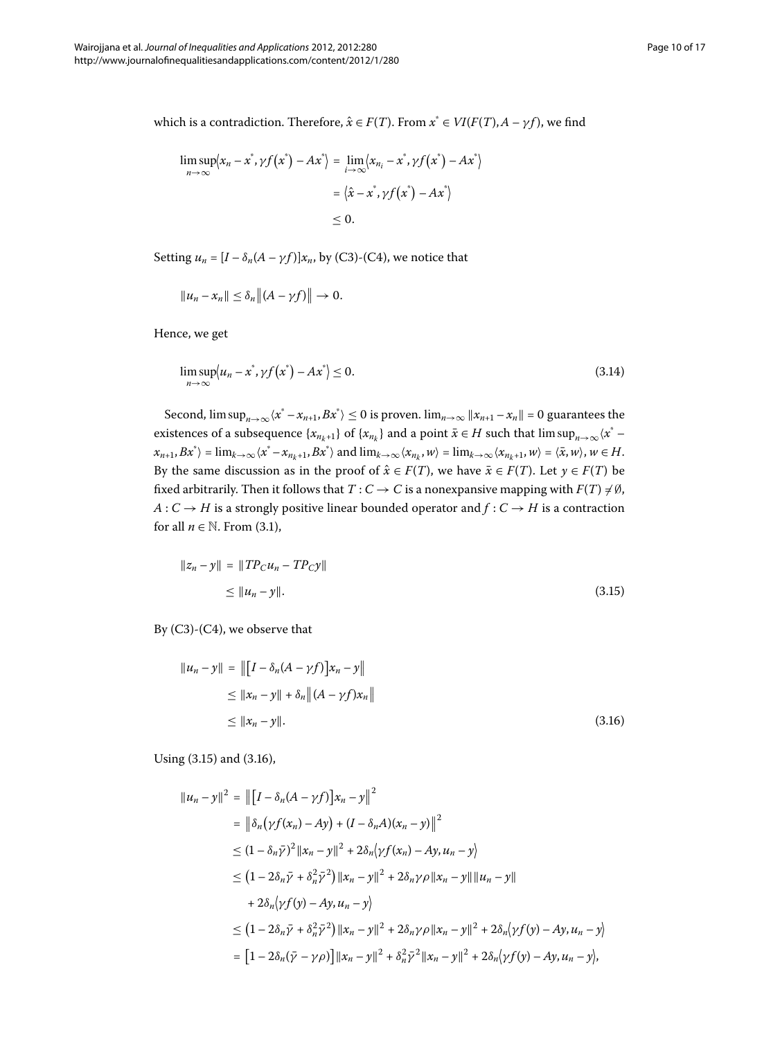which is a contradiction. Therefore, $\hat{x} \in F(T)$. From $x^* \in VI(F(T), A - \gamma f)$, we find

$$
\begin{aligned}
\limsup_{n\to\infty}\langle x_n - x^*, \gamma f(x^*) - Ax^*\rangle &= \lim_{i\to\infty}\langle x_{n_i} - x^*, \gamma f(x^*) - Ax^*\rangle \\
&= \langle \hat{x} - x^*, \gamma f(x^*) - Ax^*\rangle \\
&\leq 0.
\end{aligned}
$$

Setting $u_n = [I - \delta_n(A - \gamma f)]x_n$, by (C3)-(C4), we notice that

$$
\|u_n - x_n\| \leq \delta_n \|(A - \gamma f)\| \to 0.
$$

Hence, we get

$$
\limsup_{n\to\infty}\langle u_n - x^*, \gamma f(x^*) - Ax^*\rangle \leq 0. \tag{3.14}
$$

Second, $\limsup_{n\to\infty}\langle x^* - x_{n+1}, Bx^*\rangle \leq 0$ is proven. $\lim_{n\to\infty}\|x_{n+1} - x_n\| = 0$ guarantees the existences of a subsequence $\{x_{n_k+1}\}$ of $\{x_{n_k}\}$ and a point $\bar{x} \in H$ such that $\limsup_{n\to\infty}\langle x^* - x_{n+1}, Bx^*\rangle = \lim_{k\to\infty}\langle x^* - x_{n_k+1}, Bx^*\rangle$ and $\lim_{k\to\infty}\langle x_{n_k}, w\rangle = \lim_{k\to\infty}\langle x_{n_k+1}, w\rangle = \langle \bar{x}, w\rangle$, $w \in H$. By the same discussion as in the proof of $\hat{x} \in F(T)$, we have $\bar{x} \in F(T)$. Let $y \in F(T)$ be fixed arbitrarily. Then it follows that $T : C \to C$ is a nonexpansive mapping with $F(T) \neq \emptyset$, $A : C \to H$ is a strongly positive linear bounded operator and $f : C \to H$ is a contraction for all $n \in \mathbb{N}$. From (3.1),

$$
\begin{aligned}
\|z_n - y\| &= \|TP_C u_n - TP_C y\| \\
&\leq \|u_n - y\|.
\end{aligned} \tag{3.15}
$$

By (C3)-(C4), we observe that

$$
\begin{aligned}
\|u_n - y\| &= \|[I - \delta_n(A - \gamma f)]x_n - y\| \\
&\leq \|x_n - y\| + \delta_n \|(A - \gamma f)x_n\| \\
&\leq \|x_n - y\|.
\end{aligned} \tag{3.16}
$$

Using (3.15) and (3.16),

$$
\begin{aligned}
\|u_n - y\|^2 &= \|[I - \delta_n(A - \gamma f)]x_n - y\|^2 \\
&= \|\delta_n(\gamma f(x_n) - Ay) + (I - \delta_n A)(x_n - y)\|^2 \\
&\leq (1 - \delta_n\bar{\gamma})^2\|x_n - y\|^2 + 2\delta_n\langle \gamma f(x_n) - Ay, u_n - y\rangle \\
&\leq (1 - 2\delta_n\bar{\gamma} + \delta_n^2\bar{\gamma}^2)\|x_n - y\|^2 + 2\delta_n\gamma\rho\|x_n - y\|\|u_n - y\| \\
&\quad + 2\delta_n\langle \gamma f(y) - Ay, u_n - y\rangle \\
&\leq (1 - 2\delta_n\bar{\gamma} + \delta_n^2\bar{\gamma}^2)\|x_n - y\|^2 + 2\delta_n\gamma\rho\|x_n - y\|^2 + 2\delta_n\langle \gamma f(y) - Ay, u_n - y\rangle \\
&= [1 - 2\delta_n(\bar{\gamma} - \gamma\rho)]\|x_n - y\|^2 + \delta_n^2\bar{\gamma}^2\|x_n - y\|^2 + 2\delta_n\langle \gamma f(y) - Ay, u_n - y\rangle,
\end{aligned}
$$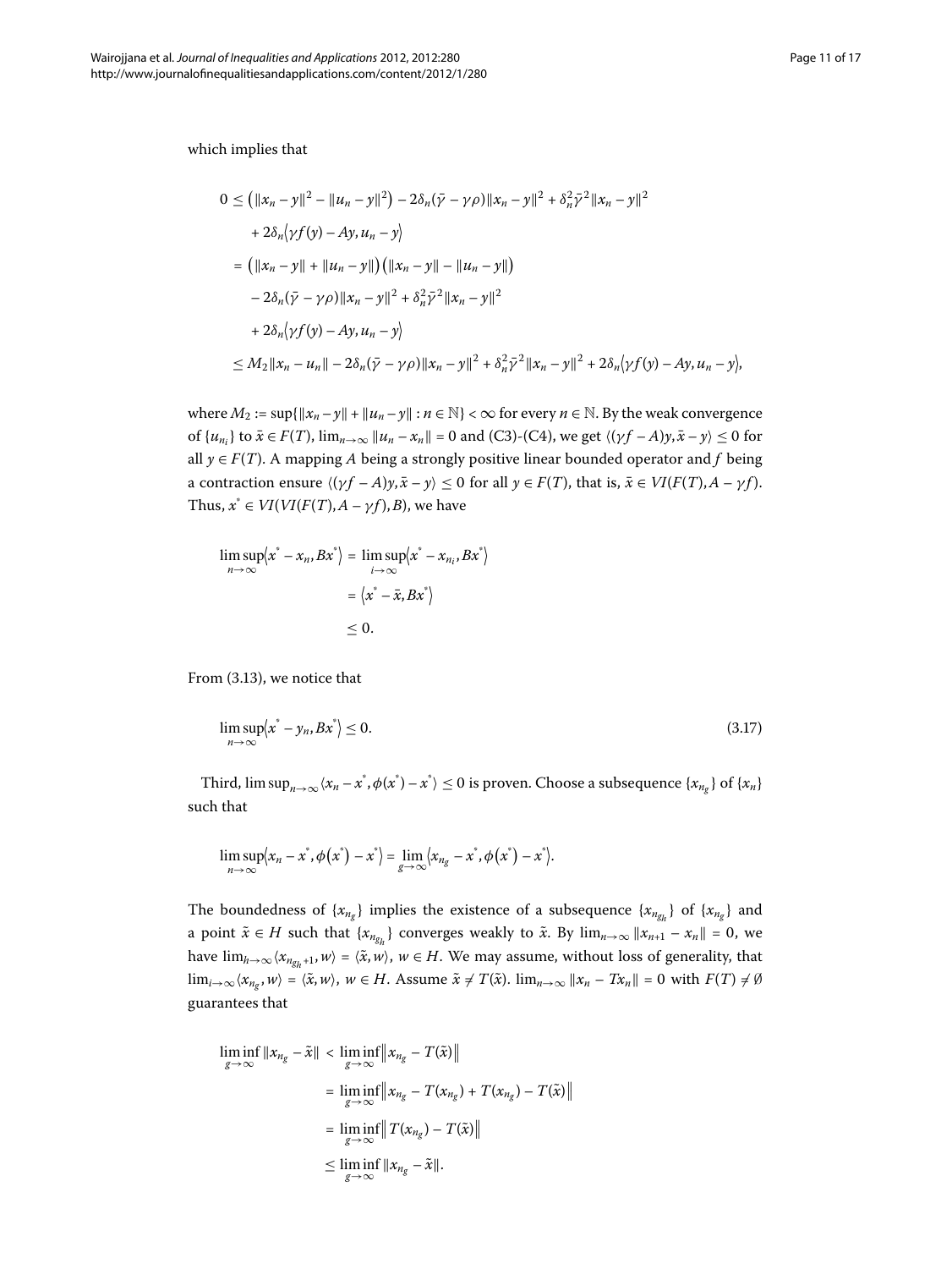which implies that

$$
\begin{aligned}
0 &\leq \left(\|x_n - y\|^2 - \|u_n - y\|^2\right) - 2\delta_n(\bar{\gamma} - \gamma\rho)\|x_n - y\|^2 + \delta_n^2\bar{\gamma}^2\|x_n - y\|^2 \\
&\quad + 2\delta_n\langle \gamma f(y) - Ay, u_n - y\rangle \\
&= \left(\|x_n - y\| + \|u_n - y\|\right)\left(\|x_n - y\| - \|u_n - y\|\right) \\
&\quad - 2\delta_n(\bar{\gamma} - \gamma\rho)\|x_n - y\|^2 + \delta_n^2\bar{\gamma}^2\|x_n - y\|^2 \\
&\quad + 2\delta_n\langle \gamma f(y) - Ay, u_n - y\rangle \\
&\leq M_2\|x_n - u_n\| - 2\delta_n(\bar{\gamma} - \gamma\rho)\|x_n - y\|^2 + \delta_n^2\bar{\gamma}^2\|x_n - y\|^2 + 2\delta_n\langle \gamma f(y) - Ay, u_n - y\rangle,
\end{aligned}
$$

where $M_2 := \sup\{\|x_n - y\| + \|u_n - y\| : n \in \mathbb{N}\} < \infty$ for every $n \in \mathbb{N}$. By the weak convergence of $\{u_{n_i}\}$ to $\tilde{x} \in F(T)$, $\lim_{n\to\infty}\|u_n - x_n\| = 0$ and (C3)-(C4), we get $\langle(\gamma f - A)y, \tilde{x} - y\rangle \leq 0$ for all $y \in F(T)$. A mapping $A$ being a strongly positive linear bounded operator and $f$ being a contraction ensure $\langle(\gamma f - A)y, \tilde{x} - y\rangle \leq 0$ for all $y \in F(T)$, that is, $\tilde{x} \in VI(F(T), A - \gamma f)$. Thus, $x^* \in VI(VI(F(T), A - \gamma f), B)$, we have

$$
\begin{aligned}
\limsup_{n\to\infty}\langle x^* - x_n, Bx^*\rangle &= \limsup_{i\to\infty}\langle x^* - x_{n_i}, Bx^*\rangle \\
&= \langle x^* - \tilde{x}, Bx^*\rangle \\
&\leq 0.
\end{aligned}
$$

From (3.13), we notice that

$$
\limsup_{n\to\infty}\langle x^* - y_n, Bx^*\rangle \leq 0. \tag{3.17}
$$

Third, $\limsup_{n\to\infty}\langle x_n - x^*, \phi(x^*) - x^*\rangle \leq 0$ is proven. Choose a subsequence $\{x_{n_g}\}$ of $\{x_n\}$ such that

$$
\limsup_{n\to\infty}\langle x_n - x^*, \phi(x^*) - x^*\rangle = \lim_{g\to\infty}\langle x_{n_g} - x^*, \phi(x^*) - x^*\rangle.
$$

The boundedness of $\{x_{n_g}\}$ implies the existence of a subsequence $\{x_{n_{g_h}}\}$ of $\{x_{n_g}\}$ and a point $\tilde{x} \in H$ such that $\{x_{n_{g_h}}\}$ converges weakly to $\tilde{x}$. By $\lim_{n\to\infty}\|x_{n+1} - x_n\| = 0$, we have $\lim_{h\to\infty}\langle x_{n_{g_h}+1}, w\rangle = \langle\tilde{x}, w\rangle$, $w \in H$. We may assume, without loss of generality, that $\lim_{i\to\infty}\langle x_{n_g}, w\rangle = \langle\tilde{x}, w\rangle$, $w \in H$. Assume $\tilde{x} \neq T(\tilde{x})$. $\lim_{n\to\infty}\|x_n - Tx_n\| = 0$ with $F(T) \neq \emptyset$ guarantees that

$$
\begin{aligned}
\liminf_{g\to\infty}\|x_{n_g} - \tilde{x}\| &< \liminf_{g\to\infty}\|x_{n_g} - T(\tilde{x})\| \\
&= \liminf_{g\to\infty}\|x_{n_g} - T(x_{n_g}) + T(x_{n_g}) - T(\tilde{x})\| \\
&= \liminf_{g\to\infty}\|T(x_{n_g}) - T(\tilde{x})\| \\
&\leq \liminf_{g\to\infty}\|x_{n_g} - \tilde{x}\|.
\end{aligned}
$$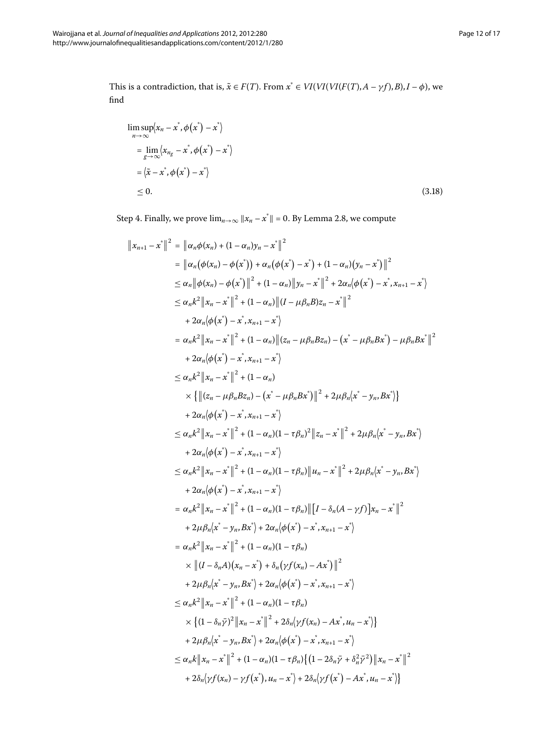This is a contradiction, that is, $\tilde{x} \in F(T)$. From $x^* \in VI(VI(VI(F(T), A - \gamma f), B), I - \phi)$, we find

$$
\begin{aligned}
&\limsup_{n\to\infty} \langle x_n - x^*, \phi(x^*) - x^* \rangle \\
&\quad = \lim_{g\to\infty} \langle x_{n_g} - x^*, \phi(x^*) - x^* \rangle \\
&\quad = \langle \tilde{x} - x^*, \phi(x^*) - x^* \rangle \\
&\quad \leq 0.
\end{aligned}
\tag{3.18}
$$

Step 4. Finally, we prove $\lim_{n\to\infty} \|x_n - x^*\| = 0$. By Lemma 2.8, we compute

$$
\begin{aligned}
\|x_{n+1} - x^*\|^2 &= \|\alpha_n \phi(x_n) + (1-\alpha_n) y_n - x^*\|^2 \\
&= \|\alpha_n(\phi(x_n) - \phi(x^*)) + \alpha_n(\phi(x^*) - x^*) + (1-\alpha_n)(y_n - x^*)\|^2 \\
&\leq \alpha_n \|\phi(x_n) - \phi(x^*)\|^2 + (1-\alpha_n)\|y_n - x^*\|^2 + 2\alpha_n \langle \phi(x^*) - x^*, x_{n+1} - x^* \rangle \\
&\leq \alpha_n k^2 \|x_n - x^*\|^2 + (1-\alpha_n)\|(I - \mu\beta_n B) z_n - x^*\|^2 \\
&\quad + 2\alpha_n \langle \phi(x^*) - x^*, x_{n+1} - x^* \rangle \\
&= \alpha_n k^2 \|x_n - x^*\|^2 + (1-\alpha_n)\|(z_n - \mu\beta_n B z_n) - (x^* - \mu\beta_n B x^*) - \mu\beta_n B x^*\|^2 \\
&\quad + 2\alpha_n \langle \phi(x^*) - x^*, x_{n+1} - x^* \rangle \\
&\leq \alpha_n k^2 \|x_n - x^*\|^2 + (1-\alpha_n) \\
&\quad \times \{\|(z_n - \mu\beta_n B z_n) - (x^* - \mu\beta_n B x^*)\|^2 + 2\mu\beta_n \langle x^* - y_n, B x^* \rangle\} \\
&\quad + 2\alpha_n \langle \phi(x^*) - x^*, x_{n+1} - x^* \rangle \\
&\leq \alpha_n k^2 \|x_n - x^*\|^2 + (1-\alpha_n)(1-\tau\beta_n)^2 \|z_n - x^*\|^2 + 2\mu\beta_n \langle x^* - y_n, B x^* \rangle \\
&\quad + 2\alpha_n \langle \phi(x^*) - x^*, x_{n+1} - x^* \rangle \\
&\leq \alpha_n k^2 \|x_n - x^*\|^2 + (1-\alpha_n)(1-\tau\beta_n) \|u_n - x^*\|^2 + 2\mu\beta_n \langle x^* - y_n, B x^* \rangle \\
&\quad + 2\alpha_n \langle \phi(x^*) - x^*, x_{n+1} - x^* \rangle \\
&= \alpha_n k^2 \|x_n - x^*\|^2 + (1-\alpha_n)(1-\tau\beta_n) \|[I - \delta_n(A - \gamma f)] x_n - x^*\|^2 \\
&\quad + 2\mu\beta_n \langle x^* - y_n, B x^* \rangle + 2\alpha_n \langle \phi(x^*) - x^*, x_{n+1} - x^* \rangle \\
&= \alpha_n k^2 \|x_n - x^*\|^2 + (1-\alpha_n)(1-\tau\beta_n) \\
&\quad \times \|(I - \delta_n A)(x_n - x^*) + \delta_n(\gamma f(x_n) - A x^*)\|^2 \\
&\quad + 2\mu\beta_n \langle x^* - y_n, B x^* \rangle + 2\alpha_n \langle \phi(x^*) - x^*, x_{n+1} - x^* \rangle \\
&\leq \alpha_n k^2 \|x_n - x^*\|^2 + (1-\alpha_n)(1-\tau\beta_n) \\
&\quad \times \{(1 - \delta_n \bar{\gamma})^2 \|x_n - x^*\|^2 + 2\delta_n \langle \gamma f(x_n) - A x^*, u_n - x^* \rangle\} \\
&\quad + 2\mu\beta_n \langle x^* - y_n, B x^* \rangle + 2\alpha_n \langle \phi(x^*) - x^*, x_{n+1} - x^* \rangle \\
&\leq \alpha_n k \|x_n - x^*\|^2 + (1-\alpha_n)(1-\tau\beta_n)\{(1 - 2\delta_n \bar{\gamma} + \delta_n^2 \bar{\gamma}^2)\|x_n - x^*\|^2 \\
&\quad + 2\delta_n \langle \gamma f(x_n) - \gamma f(x^*), u_n - x^* \rangle + 2\delta_n \langle \gamma f(x^*) - A x^*, u_n - x^* \rangle\}
\end{aligned}
$$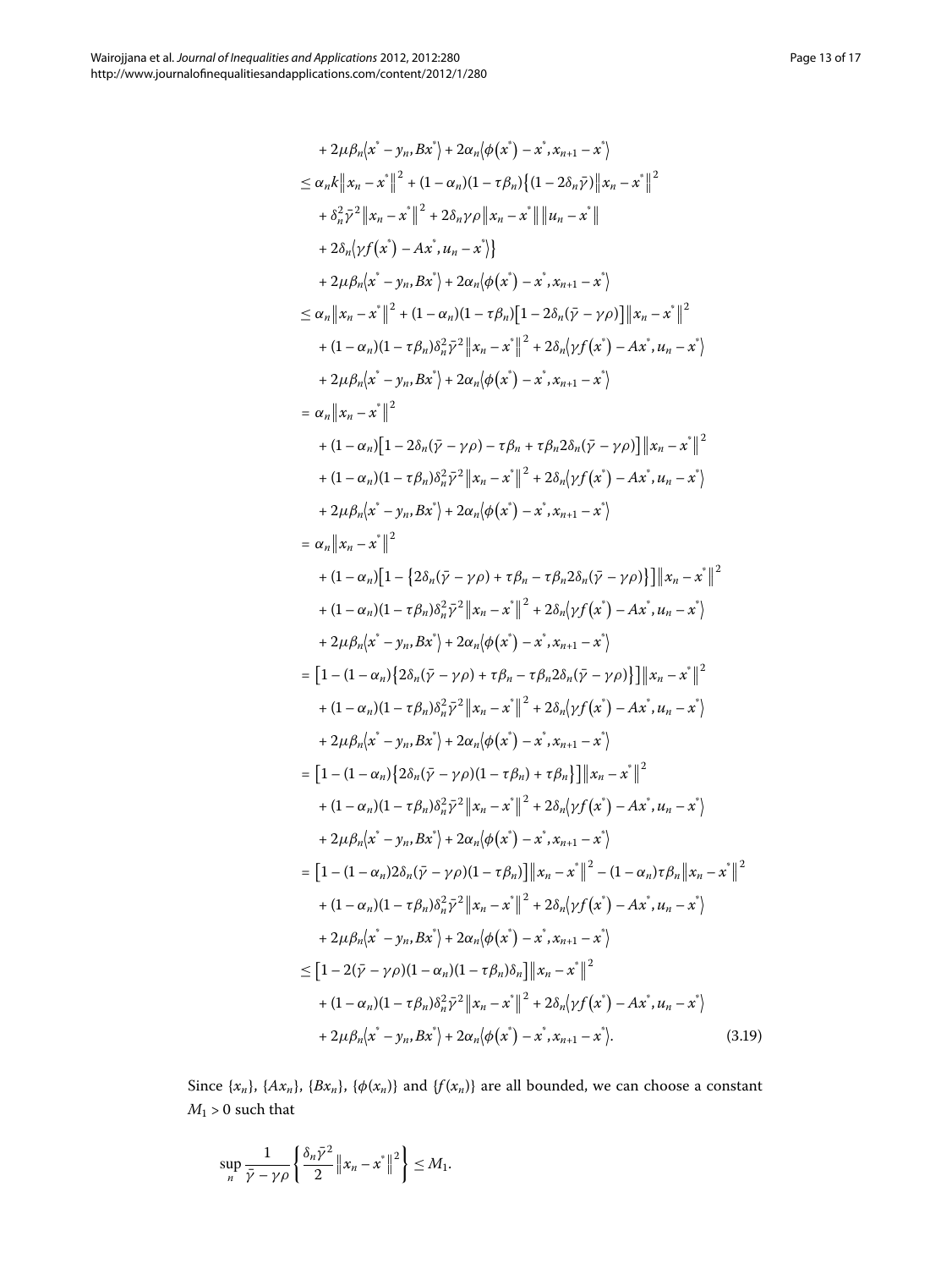$$
\begin{aligned}
&+ 2\mu\beta_n\langle x^* - y_n, Bx^*\rangle + 2\alpha_n\langle \phi(x^*) - x^*, x_{n+1} - x^*\rangle \\
&\le \alpha_n k\|x_n - x^*\|^2 + (1-\alpha_n)(1-\tau\beta_n)\{(1 - 2\delta_n\bar{\gamma})\|x_n - x^*\|^2 \\
&\quad + \delta_n^2\bar{\gamma}^2\|x_n - x^*\|^2 + 2\delta_n\gamma\rho\|x_n - x^*\|\|u_n - x^*\| \\
&\quad + 2\delta_n\langle \gamma f(x^*) - Ax^*, u_n - x^*\rangle\} \\
&\quad + 2\mu\beta_n\langle x^* - y_n, Bx^*\rangle + 2\alpha_n\langle \phi(x^*) - x^*, x_{n+1} - x^*\rangle \\
&\le \alpha_n\|x_n - x^*\|^2 + (1-\alpha_n)(1-\tau\beta_n)[1 - 2\delta_n(\bar{\gamma} - \gamma\rho)]\|x_n - x^*\|^2 \\
&\quad + (1-\alpha_n)(1-\tau\beta_n)\delta_n^2\bar{\gamma}^2\|x_n - x^*\|^2 + 2\delta_n\langle \gamma f(x^*) - Ax^*, u_n - x^*\rangle \\
&\quad + 2\mu\beta_n\langle x^* - y_n, Bx^*\rangle + 2\alpha_n\langle \phi(x^*) - x^*, x_{n+1} - x^*\rangle \\
&= \alpha_n\|x_n - x^*\|^2 \\
&\quad + (1-\alpha_n)[1 - 2\delta_n(\bar{\gamma} - \gamma\rho) - \tau\beta_n + \tau\beta_n 2\delta_n(\bar{\gamma} - \gamma\rho)]\|x_n - x^*\|^2 \\
&\quad + (1-\alpha_n)(1-\tau\beta_n)\delta_n^2\bar{\gamma}^2\|x_n - x^*\|^2 + 2\delta_n\langle \gamma f(x^*) - Ax^*, u_n - x^*\rangle \\
&\quad + 2\mu\beta_n\langle x^* - y_n, Bx^*\rangle + 2\alpha_n\langle \phi(x^*) - x^*, x_{n+1} - x^*\rangle \\
&= \alpha_n\|x_n - x^*\|^2 \\
&\quad + (1-\alpha_n)[1 - \{2\delta_n(\bar{\gamma} - \gamma\rho) + \tau\beta_n - \tau\beta_n 2\delta_n(\bar{\gamma} - \gamma\rho)\}]\|x_n - x^*\|^2 \\
&\quad + (1-\alpha_n)(1-\tau\beta_n)\delta_n^2\bar{\gamma}^2\|x_n - x^*\|^2 + 2\delta_n\langle \gamma f(x^*) - Ax^*, u_n - x^*\rangle \\
&\quad + 2\mu\beta_n\langle x^* - y_n, Bx^*\rangle + 2\alpha_n\langle \phi(x^*) - x^*, x_{n+1} - x^*\rangle \\
&= [1 - (1-\alpha_n)\{2\delta_n(\bar{\gamma} - \gamma\rho) + \tau\beta_n - \tau\beta_n 2\delta_n(\bar{\gamma} - \gamma\rho)\}]\|x_n - x^*\|^2 \\
&\quad + (1-\alpha_n)(1-\tau\beta_n)\delta_n^2\bar{\gamma}^2\|x_n - x^*\|^2 + 2\delta_n\langle \gamma f(x^*) - Ax^*, u_n - x^*\rangle \\
&\quad + 2\mu\beta_n\langle x^* - y_n, Bx^*\rangle + 2\alpha_n\langle \phi(x^*) - x^*, x_{n+1} - x^*\rangle \\
&= [1 - (1-\alpha_n)\{2\delta_n(\bar{\gamma} - \gamma\rho)(1-\tau\beta_n) + \tau\beta_n\}]\|x_n - x^*\|^2 \\
&\quad + (1-\alpha_n)(1-\tau\beta_n)\delta_n^2\bar{\gamma}^2\|x_n - x^*\|^2 + 2\delta_n\langle \gamma f(x^*) - Ax^*, u_n - x^*\rangle \\
&\quad + 2\mu\beta_n\langle x^* - y_n, Bx^*\rangle + 2\alpha_n\langle \phi(x^*) - x^*, x_{n+1} - x^*\rangle \\
&= [1 - (1-\alpha_n)2\delta_n(\bar{\gamma} - \gamma\rho)(1-\tau\beta_n)]\|x_n - x^*\|^2 - (1-\alpha_n)\tau\beta_n\|x_n - x^*\|^2 \\
&\quad + (1-\alpha_n)(1-\tau\beta_n)\delta_n^2\bar{\gamma}^2\|x_n - x^*\|^2 + 2\delta_n\langle \gamma f(x^*) - Ax^*, u_n - x^*\rangle \\
&\quad + 2\mu\beta_n\langle x^* - y_n, Bx^*\rangle + 2\alpha_n\langle \phi(x^*) - x^*, x_{n+1} - x^*\rangle \\
&\le [1 - 2(\bar{\gamma} - \gamma\rho)(1-\alpha_n)(1-\tau\beta_n)\delta_n]\|x_n - x^*\|^2 \\
&\quad + (1-\alpha_n)(1-\tau\beta_n)\delta_n^2\bar{\gamma}^2\|x_n - x^*\|^2 + 2\delta_n\langle \gamma f(x^*) - Ax^*, u_n - x^*\rangle \\
&\quad + 2\mu\beta_n\langle x^* - y_n, Bx^*\rangle + 2\alpha_n\langle \phi(x^*) - x^*, x_{n+1} - x^*\rangle.
\end{aligned}
\tag{3.19}
$$

Since $\{x_n\}$, $\{Ax_n\}$, $\{Bx_n\}$, $\{\phi(x_n)\}$ and $\{f(x_n)\}$ are all bounded, we can choose a constant $M_1 > 0$ such that

$$
\sup_n \frac{1}{\bar{\gamma} - \gamma\rho}\left\{\frac{\delta_n\bar{\gamma}^2}{2}\|x_n - x^*\|^2\right\} \le M_1.
$$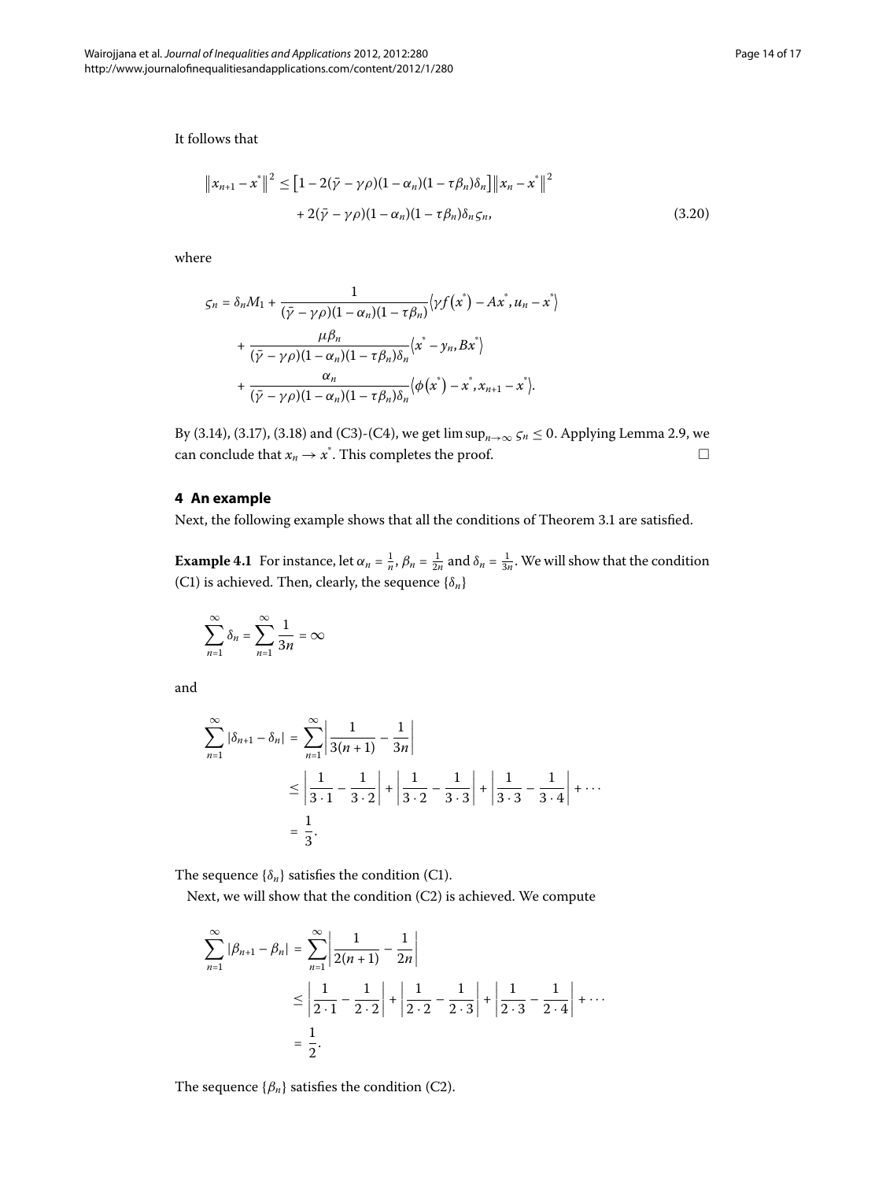It follows that

$$\|x_{n+1} - x^*\|^2 \le [1 - 2(\bar{\gamma} - \gamma\rho)(1-\alpha_n)(1-\tau\beta_n)\delta_n]\|x_n - x^*\|^2 + 2(\bar{\gamma} - \gamma\rho)(1-\alpha_n)(1-\tau\beta_n)\delta_n\varsigma_n, \tag{3.20}$$

where

$$\begin{aligned}
\varsigma_n = {} & \delta_n M_1 + \frac{1}{(\bar{\gamma} - \gamma\rho)(1-\alpha_n)(1-\tau\beta_n)}\langle \gamma f(x^*) - Ax^*, u_n - x^*\rangle \\
& + \frac{\mu\beta_n}{(\bar{\gamma} - \gamma\rho)(1-\alpha_n)(1-\tau\beta_n)\delta_n}\langle x^* - y_n, Bx^*\rangle \\
& + \frac{\alpha_n}{(\bar{\gamma} - \gamma\rho)(1-\alpha_n)(1-\tau\beta_n)\delta_n}\langle \phi(x^*) - x^*, x_{n+1} - x^*\rangle.
\end{aligned}$$

By (3.14), (3.17), (3.18) and (C3)-(C4), we get $\limsup_{n\to\infty} \varsigma_n \le 0$. Applying Lemma 2.9, we can conclude that $x_n \to x^*$. This completes the proof. □

## 4 An example

Next, the following example shows that all the conditions of Theorem 3.1 are satisfied.

**Example 4.1** For instance, let $\alpha_n = \frac{1}{n}$, $\beta_n = \frac{1}{2n}$ and $\delta_n = \frac{1}{3n}$. We will show that the condition (C1) is achieved. Then, clearly, the sequence $\{\delta_n\}$

$$\sum_{n=1}^{\infty} \delta_n = \sum_{n=1}^{\infty} \frac{1}{3n} = \infty$$

and

$$\begin{aligned}
\sum_{n=1}^{\infty} |\delta_{n+1} - \delta_n| &= \sum_{n=1}^{\infty} \left| \frac{1}{3(n+1)} - \frac{1}{3n} \right| \\
&\le \left| \frac{1}{3\cdot 1} - \frac{1}{3\cdot 2} \right| + \left| \frac{1}{3\cdot 2} - \frac{1}{3\cdot 3} \right| + \left| \frac{1}{3\cdot 3} - \frac{1}{3\cdot 4} \right| + \cdots \\
&= \frac{1}{3}.
\end{aligned}$$

The sequence $\{\delta_n\}$ satisfies the condition (C1).

Next, we will show that the condition (C2) is achieved. We compute

$$\begin{aligned}
\sum_{n=1}^{\infty} |\beta_{n+1} - \beta_n| &= \sum_{n=1}^{\infty} \left| \frac{1}{2(n+1)} - \frac{1}{2n} \right| \\
&\le \left| \frac{1}{2\cdot 1} - \frac{1}{2\cdot 2} \right| + \left| \frac{1}{2\cdot 2} - \frac{1}{2\cdot 3} \right| + \left| \frac{1}{2\cdot 3} - \frac{1}{2\cdot 4} \right| + \cdots \\
&= \frac{1}{2}.
\end{aligned}$$

The sequence $\{\beta_n\}$ satisfies the condition (C2).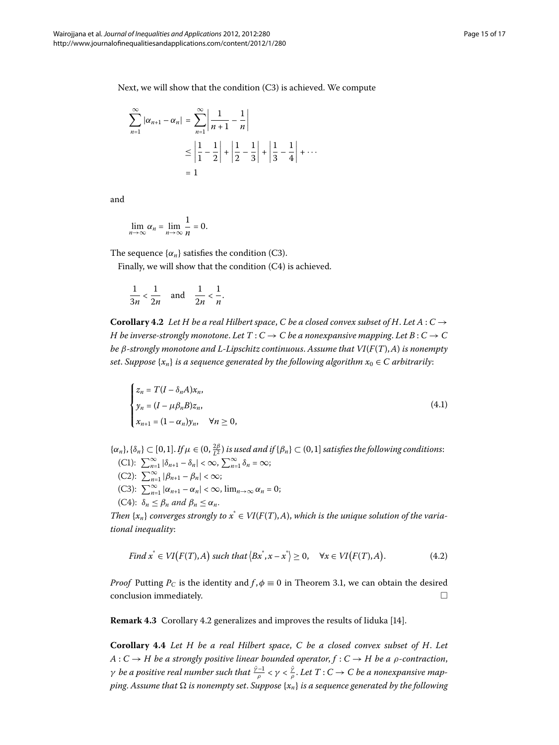Next, we will show that the condition (C3) is achieved. We compute

$$
\begin{aligned}
\sum_{n=1}^{\infty} |\alpha_{n+1} - \alpha_n| &= \sum_{n=1}^{\infty} \left| \frac{1}{n+1} - \frac{1}{n} \right| \\
&\leq \left| \frac{1}{1} - \frac{1}{2} \right| + \left| \frac{1}{2} - \frac{1}{3} \right| + \left| \frac{1}{3} - \frac{1}{4} \right| + \cdots \\
&= 1
\end{aligned}
$$

and

$$
\lim_{n\to\infty} \alpha_n = \lim_{n\to\infty} \frac{1}{n} = 0.
$$

The sequence $\{\alpha_n\}$ satisfies the condition (C3).

Finally, we will show that the condition (C4) is achieved.

$$
\frac{1}{3n} < \frac{1}{2n} \quad \text{and} \quad \frac{1}{2n} < \frac{1}{n}.
$$

**Corollary 4.2** *Let $H$ be a real Hilbert space, $C$ be a closed convex subset of $H$. Let $A : C \to H$ be inverse-strongly monotone. Let $T : C \to C$ be a nonexpansive mapping. Let $B : C \to C$ be $\beta$-strongly monotone and $L$-Lipschitz continuous. Assume that $VI(F(T), A)$ is nonempty set. Suppose $\{x_n\}$ is a sequence generated by the following algorithm $x_0 \in C$ arbitrarily*:

$$
\begin{cases}
z_n = T(I - \delta_n A)x_n, \\
y_n = (I - \mu\beta_n B)z_n, \\
x_{n+1} = (1 - \alpha_n)y_n, \quad \forall n \geq 0,
\end{cases}
\tag{4.1}
$$

*$\{\alpha_n\}, \{\delta_n\} \subset [0,1]$. If $\mu \in (0, \frac{2\beta}{L^2})$ is used and if $\{\beta_n\} \subset (0,1]$ satisfies the following conditions*:

(C1): $\sum_{n=1}^{\infty} |\delta_{n+1} - \delta_n| < \infty$, $\sum_{n=1}^{\infty} \delta_n = \infty$;

(C2): $\sum_{n=1}^{\infty} |\beta_{n+1} - \beta_n| < \infty$;

(C3): $\sum_{n=1}^{\infty} |\alpha_{n+1} - \alpha_n| < \infty$, $\lim_{n\to\infty} \alpha_n = 0$;

(C4): *$\delta_n \leq \beta_n$ and $\beta_n \leq \alpha_n$.*

*Then $\{x_n\}$ converges strongly to $x^* \in VI(F(T), A)$, which is the unique solution of the variational inequality*:

$$
\textit{Find } x^* \in VI(F(T), A) \textit{ such that } \langle Bx^*, x - x^* \rangle \geq 0, \quad \forall x \in VI(F(T), A).
\tag{4.2}
$$

*Proof* Putting $P_C$ is the identity and $f, \phi \equiv 0$ in Theorem 3.1, we can obtain the desired conclusion immediately. □

**Remark 4.3** Corollary 4.2 generalizes and improves the results of Iiduka [14].

**Corollary 4.4** *Let $H$ be a real Hilbert space, $C$ be a closed convex subset of $H$. Let $A : C \to H$ be a strongly positive linear bounded operator, $f : C \to H$ be a $\rho$-contraction, $\gamma$ be a positive real number such that $\frac{\bar{\gamma}-1}{\rho} < \gamma < \frac{\bar{\gamma}}{\rho}$. Let $T : C \to C$ be a nonexpansive mapping. Assume that $\Omega$ is nonempty set. Suppose $\{x_n\}$ is a sequence generated by the following*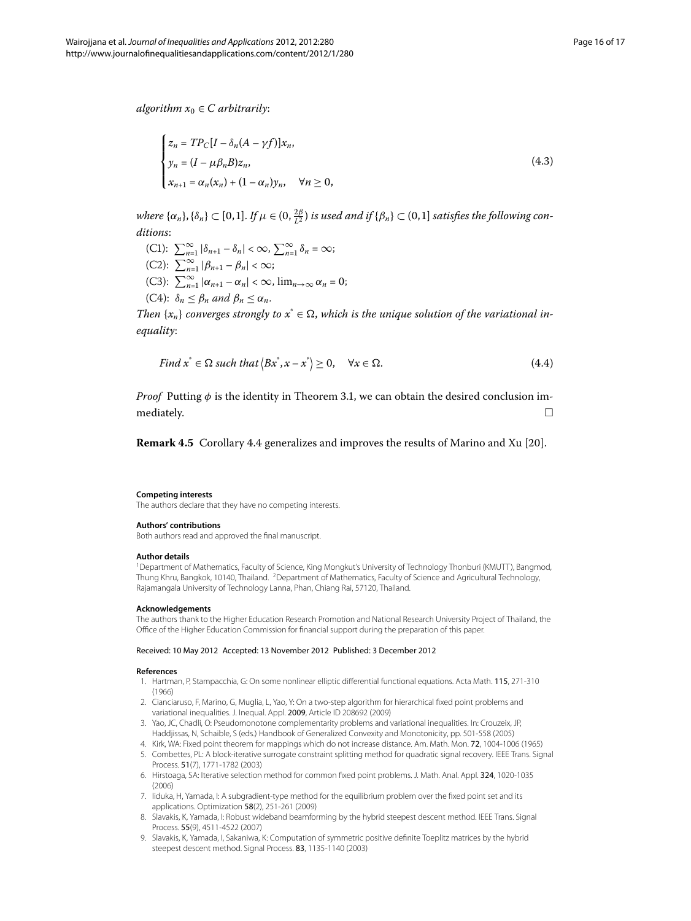*algorithm $x_0 \in C$ arbitrarily*:

$$\begin{cases} z_n = TP_C[I - \delta_n(A - \gamma f)]x_n, \\ y_n = (I - \mu\beta_n B)z_n, \\ x_{n+1} = \alpha_n(x_n) + (1 - \alpha_n)y_n, \quad \forall n \geq 0, \end{cases} \tag{4.3}$$

*where $\{\alpha_n\}, \{\delta_n\} \subset [0,1]$. If $\mu \in (0, \frac{2\beta}{L^2})$ is used and if $\{\beta_n\} \subset (0,1]$ satisfies the following conditions*:

(C1): $\sum_{n=1}^{\infty} |\delta_{n+1} - \delta_n| < \infty$, $\sum_{n=1}^{\infty} \delta_n = \infty$;

(C2): $\sum_{n=1}^{\infty} |\beta_{n+1} - \beta_n| < \infty$;

(C3): $\sum_{n=1}^{\infty} |\alpha_{n+1} - \alpha_n| < \infty$, $\lim_{n\to\infty} \alpha_n = 0$;

(C4): $\delta_n \leq \beta_n$ *and* $\beta_n \leq \alpha_n$.

*Then $\{x_n\}$ converges strongly to $x^* \in \Omega$, which is the unique solution of the variational inequality*:

$$\text{Find } x^* \in \Omega \text{ such that } \langle Bx^*, x - x^* \rangle \geq 0, \quad \forall x \in \Omega. \tag{4.4}$$

*Proof* Putting $\phi$ is the identity in Theorem 3.1, we can obtain the desired conclusion immediately. □

**Remark 4.5** Corollary 4.4 generalizes and improves the results of Marino and Xu [20].

**Competing interests**

The authors declare that they have no competing interests.

**Authors' contributions**

Both authors read and approved the final manuscript.

**Author details**

[1]Department of Mathematics, Faculty of Science, King Mongkut's University of Technology Thonburi (KMUTT), Bangmod, Thung Khru, Bangkok, 10140, Thailand. [2]Department of Mathematics, Faculty of Science and Agricultural Technology, Rajamangala University of Technology Lanna, Phan, Chiang Rai, 57120, Thailand.

**Acknowledgements**

The authors thank to the Higher Education Research Promotion and National Research University Project of Thailand, the Office of the Higher Education Commission for financial support during the preparation of this paper.

Received: 10 May 2012 Accepted: 13 November 2012 Published: 3 December 2012

**References**

1. Hartman, P, Stampacchia, G: On some nonlinear elliptic differential functional equations. Acta Math. **115**, 271-310 (1966)
2. Cianciaruso, F, Marino, G, Muglia, L, Yao, Y: On a two-step algorithm for hierarchical fixed point problems and variational inequalities. J. Inequal. Appl. **2009**, Article ID 208692 (2009)
3. Yao, JC, Chadli, O: Pseudomonotone complementarity problems and variational inequalities. In: Crouzeix, JP, Haddjissas, N, Schaible, S (eds.) Handbook of Generalized Convexity and Monotonicity, pp. 501-558 (2005)
4. Kirk, WA: Fixed point theorem for mappings which do not increase distance. Am. Math. Mon. **72**, 1004-1006 (1965)
5. Combettes, PL: A block-iterative surrogate constraint splitting method for quadratic signal recovery. IEEE Trans. Signal Process. **51**(7), 1771-1782 (2003)
6. Hirstoaga, SA: Iterative selection method for common fixed point problems. J. Math. Anal. Appl. **324**, 1020-1035 (2006)
7. Iiduka, H, Yamada, I: A subgradient-type method for the equilibrium problem over the fixed point set and its applications. Optimization **58**(2), 251-261 (2009)
8. Slavakis, K, Yamada, I: Robust wideband beamforming by the hybrid steepest descent method. IEEE Trans. Signal Process. **55**(9), 4511-4522 (2007)
9. Slavakis, K, Yamada, I, Sakaniwa, K: Computation of symmetric positive definite Toeplitz matrices by the hybrid steepest descent method. Signal Process. **83**, 1135-1140 (2003)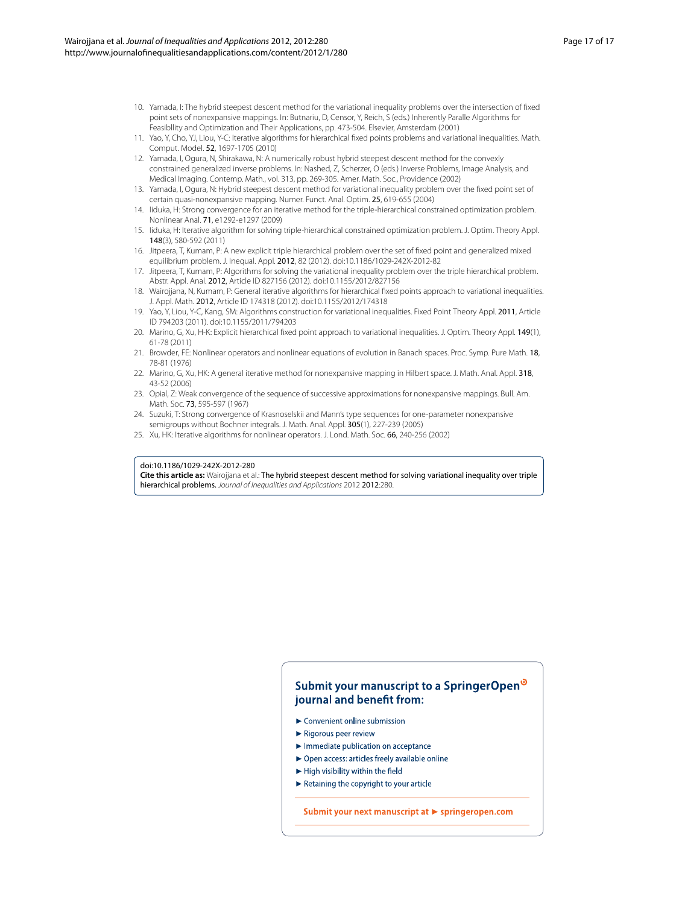10. Yamada, I: The hybrid steepest descent method for the variational inequality problems over the intersection of fixed point sets of nonexpansive mappings. In: Butnariu, D, Censor, Y, Reich, S (eds.) Inherently Paralle Algorithms for Feasibllity and Optimization and Their Applications, pp. 473-504. Elsevier, Amsterdam (2001)
11. Yao, Y, Cho, YJ, Liou, Y-C: Iterative algorithms for hierarchical fixed points problems and variational inequalities. Math. Comput. Model. **52**, 1697-1705 (2010)
12. Yamada, I, Ogura, N, Shirakawa, N: A numerically robust hybrid steepest descent method for the convexly constrained generalized inverse problems. In: Nashed, Z, Scherzer, O (eds.) Inverse Problems, Image Analysis, and Medical Imaging. Contemp. Math., vol. 313, pp. 269-305. Amer. Math. Soc., Providence (2002)
13. Yamada, I, Ogura, N: Hybrid steepest descent method for variational inequality problem over the fixed point set of certain quasi-nonexpansive mapping. Numer. Funct. Anal. Optim. **25**, 619-655 (2004)
14. Iiduka, H: Strong convergence for an iterative method for the triple-hierarchical constrained optimization problem. Nonlinear Anal. **71**, e1292-e1297 (2009)
15. Iiduka, H: Iterative algorithm for solving triple-hierarchical constrained optimization problem. J. Optim. Theory Appl. **148**(3), 580-592 (2011)
16. Jitpeera, T, Kumam, P: A new explicit triple hierarchical problem over the set of fixed point and generalized mixed equilibrium problem. J. Inequal. Appl. **2012**, 82 (2012). doi:10.1186/1029-242X-2012-82
17. Jitpeera, T, Kumam, P: Algorithms for solving the variational inequality problem over the triple hierarchical problem. Abstr. Appl. Anal. **2012**, Article ID 827156 (2012). doi:10.1155/2012/827156
18. Wairojjana, N, Kumam, P: General iterative algorithms for hierarchical fixed points approach to variational inequalities. J. Appl. Math. **2012**, Article ID 174318 (2012). doi:10.1155/2012/174318
19. Yao, Y, Liou, Y-C, Kang, SM: Algorithms construction for variational inequalities. Fixed Point Theory Appl. **2011**, Article ID 794203 (2011). doi:10.1155/2011/794203
20. Marino, G, Xu, H-K: Explicit hierarchical fixed point approach to variational inequalities. J. Optim. Theory Appl. **149**(1), 61-78 (2011)
21. Browder, FE: Nonlinear operators and nonlinear equations of evolution in Banach spaces. Proc. Symp. Pure Math. **18**, 78-81 (1976)
22. Marino, G, Xu, HK: A general iterative method for nonexpansive mapping in Hilbert space. J. Math. Anal. Appl. **318**, 43-52 (2006)
23. Opial, Z: Weak convergence of the sequence of successive approximations for nonexpansive mappings. Bull. Am. Math. Soc. **73**, 595-597 (1967)
24. Suzuki, T: Strong convergence of Krasnoselskii and Mann's type sequences for one-parameter nonexpansive semigroups without Bochner integrals. J. Math. Anal. Appl. **305**(1), 227-239 (2005)
25. Xu, HK: Iterative algorithms for nonlinear operators. J. Lond. Math. Soc. **66**, 240-256 (2002)

doi:10.1186/1029-242X-2012-280
**Cite this article as:** Wairojjana et al.: The hybrid steepest descent method for solving variational inequality over triple hierarchical problems. *Journal of Inequalities and Applications* 2012 **2012**:280.

**Submit your manuscript to a SpringerOpen journal and benefit from:**

- ► Convenient online submission
- ► Rigorous peer review
- ► Immediate publication on acceptance
- ► Open access: articles freely available online
- ► High visibility within the field
- ► Retaining the copyright to your article

**Submit your next manuscript at ► springeropen.com**